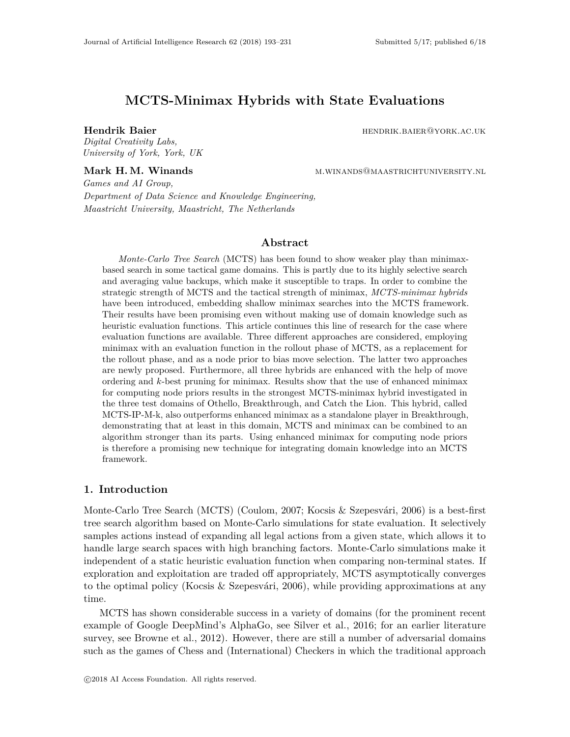# MCTS-Minimax Hybrids with State Evaluations

**Hendrik Baier** HENDRIK.BAIER@YORK.AC.UK
*Digital Creativity Labs,*
*University of York, York, UK*

**Mark H. M. Winands** M.WINANDS@MAASTRICHTUNIVERSITY.NL
*Games and AI Group,*
*Department of Data Science and Knowledge Engineering,*
*Maastricht University, Maastricht, The Netherlands*

## Abstract

*Monte-Carlo Tree Search* (MCTS) has been found to show weaker play than minimax-based search in some tactical game domains. This is partly due to its highly selective search and averaging value backups, which make it susceptible to traps. In order to combine the strategic strength of MCTS and the tactical strength of minimax, *MCTS-minimax hybrids* have been introduced, embedding shallow minimax searches into the MCTS framework. Their results have been promising even without making use of domain knowledge such as heuristic evaluation functions. This article continues this line of research for the case where evaluation functions are available. Three different approaches are considered, employing minimax with an evaluation function in the rollout phase of MCTS, as a replacement for the rollout phase, and as a node prior to bias move selection. The latter two approaches are newly proposed. Furthermore, all three hybrids are enhanced with the help of move ordering and *k*-best pruning for minimax. Results show that the use of enhanced minimax for computing node priors results in the strongest MCTS-minimax hybrid investigated in the three test domains of Othello, Breakthrough, and Catch the Lion. This hybrid, called MCTS-IP-M-k, also outperforms enhanced minimax as a standalone player in Breakthrough, demonstrating that at least in this domain, MCTS and minimax can be combined to an algorithm stronger than its parts. Using enhanced minimax for computing node priors is therefore a promising new technique for integrating domain knowledge into an MCTS framework.

## 1. Introduction

Monte-Carlo Tree Search (MCTS) (Coulom, 2007; Kocsis & Szepesvári, 2006) is a best-first tree search algorithm based on Monte-Carlo simulations for state evaluation. It selectively samples actions instead of expanding all legal actions from a given state, which allows it to handle large search spaces with high branching factors. Monte-Carlo simulations make it independent of a static heuristic evaluation function when comparing non-terminal states. If exploration and exploitation are traded off appropriately, MCTS asymptotically converges to the optimal policy (Kocsis & Szepesvári, 2006), while providing approximations at any time.

MCTS has shown considerable success in a variety of domains (for the prominent recent example of Google DeepMind's AlphaGo, see Silver et al., 2016; for an earlier literature survey, see Browne et al., 2012). However, there are still a number of adversarial domains such as the games of Chess and (International) Checkers in which the traditional approach

©2018 AI Access Foundation. All rights reserved.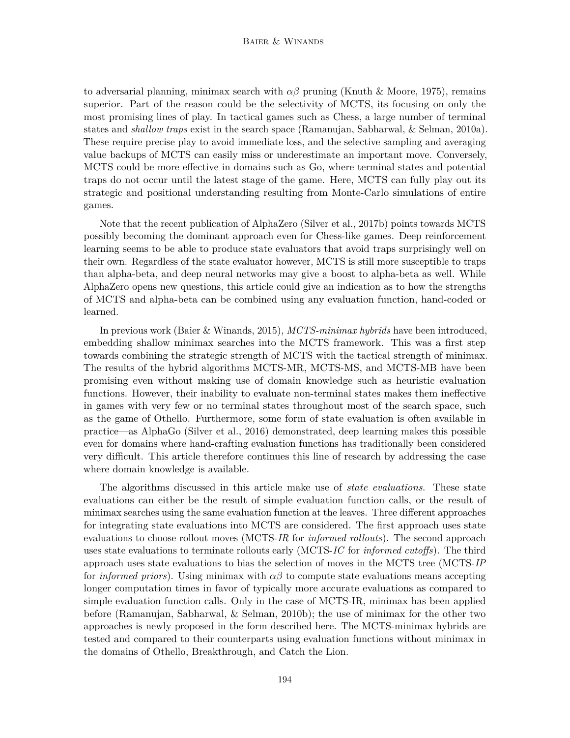to adversarial planning, minimax search with $\alpha\beta$ pruning (Knuth & Moore, 1975), remains superior. Part of the reason could be the selectivity of MCTS, its focusing on only the most promising lines of play. In tactical games such as Chess, a large number of terminal states and *shallow traps* exist in the search space (Ramanujan, Sabharwal, & Selman, 2010a). These require precise play to avoid immediate loss, and the selective sampling and averaging value backups of MCTS can easily miss or underestimate an important move. Conversely, MCTS could be more effective in domains such as Go, where terminal states and potential traps do not occur until the latest stage of the game. Here, MCTS can fully play out its strategic and positional understanding resulting from Monte-Carlo simulations of entire games.

Note that the recent publication of AlphaZero (Silver et al., 2017b) points towards MCTS possibly becoming the dominant approach even for Chess-like games. Deep reinforcement learning seems to be able to produce state evaluators that avoid traps surprisingly well on their own. Regardless of the state evaluator however, MCTS is still more susceptible to traps than alpha-beta, and deep neural networks may give a boost to alpha-beta as well. While AlphaZero opens new questions, this article could give an indication as to how the strengths of MCTS and alpha-beta can be combined using any evaluation function, hand-coded or learned.

In previous work (Baier & Winands, 2015), *MCTS-minimax hybrids* have been introduced, embedding shallow minimax searches into the MCTS framework. This was a first step towards combining the strategic strength of MCTS with the tactical strength of minimax. The results of the hybrid algorithms MCTS-MR, MCTS-MS, and MCTS-MB have been promising even without making use of domain knowledge such as heuristic evaluation functions. However, their inability to evaluate non-terminal states makes them ineffective in games with very few or no terminal states throughout most of the search space, such as the game of Othello. Furthermore, some form of state evaluation is often available in practice—as AlphaGo (Silver et al., 2016) demonstrated, deep learning makes this possible even for domains where hand-crafting evaluation functions has traditionally been considered very difficult. This article therefore continues this line of research by addressing the case where domain knowledge is available.

The algorithms discussed in this article make use of *state evaluations*. These state evaluations can either be the result of simple evaluation function calls, or the result of minimax searches using the same evaluation function at the leaves. Three different approaches for integrating state evaluations into MCTS are considered. The first approach uses state evaluations to choose rollout moves (MCTS-*IR* for *informed rollouts*). The second approach uses state evaluations to terminate rollouts early (MCTS-*IC* for *informed cutoffs*). The third approach uses state evaluations to bias the selection of moves in the MCTS tree (MCTS-*IP* for *informed priors*). Using minimax with $\alpha\beta$ to compute state evaluations means accepting longer computation times in favor of typically more accurate evaluations as compared to simple evaluation function calls. Only in the case of MCTS-IR, minimax has been applied before (Ramanujan, Sabharwal, & Selman, 2010b); the use of minimax for the other two approaches is newly proposed in the form described here. The MCTS-minimax hybrids are tested and compared to their counterparts using evaluation functions without minimax in the domains of Othello, Breakthrough, and Catch the Lion.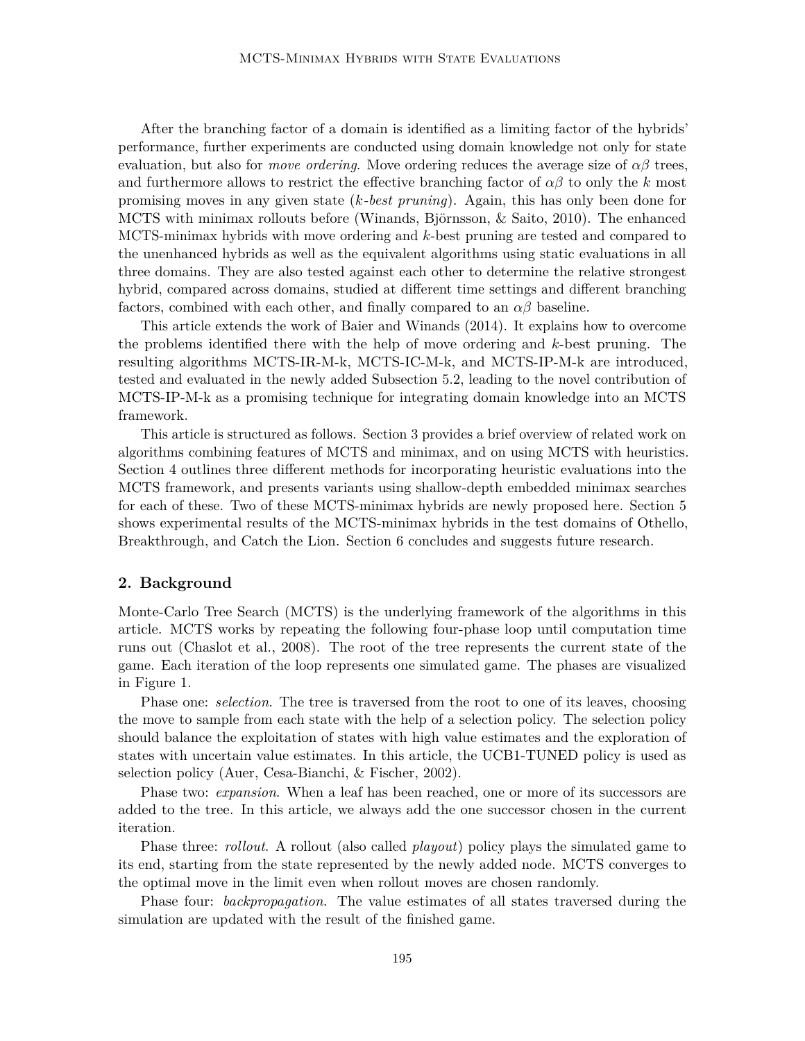After the branching factor of a domain is identified as a limiting factor of the hybrids' performance, further experiments are conducted using domain knowledge not only for state evaluation, but also for *move ordering*. Move ordering reduces the average size of $\alpha\beta$ trees, and furthermore allows to restrict the effective branching factor of $\alpha\beta$ to only the $k$ most promising moves in any given state ($k$*-best pruning*). Again, this has only been done for MCTS with minimax rollouts before (Winands, Björnsson, & Saito, 2010). The enhanced MCTS-minimax hybrids with move ordering and $k$-best pruning are tested and compared to the unenhanced hybrids as well as the equivalent algorithms using static evaluations in all three domains. They are also tested against each other to determine the relative strongest hybrid, compared across domains, studied at different time settings and different branching factors, combined with each other, and finally compared to an $\alpha\beta$ baseline.

This article extends the work of Baier and Winands (2014). It explains how to overcome the problems identified there with the help of move ordering and $k$-best pruning. The resulting algorithms MCTS-IR-M-k, MCTS-IC-M-k, and MCTS-IP-M-k are introduced, tested and evaluated in the newly added Subsection 5.2, leading to the novel contribution of MCTS-IP-M-k as a promising technique for integrating domain knowledge into an MCTS framework.

This article is structured as follows. Section 3 provides a brief overview of related work on algorithms combining features of MCTS and minimax, and on using MCTS with heuristics. Section 4 outlines three different methods for incorporating heuristic evaluations into the MCTS framework, and presents variants using shallow-depth embedded minimax searches for each of these. Two of these MCTS-minimax hybrids are newly proposed here. Section 5 shows experimental results of the MCTS-minimax hybrids in the test domains of Othello, Breakthrough, and Catch the Lion. Section 6 concludes and suggests future research.

## 2. Background

Monte-Carlo Tree Search (MCTS) is the underlying framework of the algorithms in this article. MCTS works by repeating the following four-phase loop until computation time runs out (Chaslot et al., 2008). The root of the tree represents the current state of the game. Each iteration of the loop represents one simulated game. The phases are visualized in Figure 1.

Phase one: *selection*. The tree is traversed from the root to one of its leaves, choosing the move to sample from each state with the help of a selection policy. The selection policy should balance the exploitation of states with high value estimates and the exploration of states with uncertain value estimates. In this article, the UCB1-TUNED policy is used as selection policy (Auer, Cesa-Bianchi, & Fischer, 2002).

Phase two: *expansion*. When a leaf has been reached, one or more of its successors are added to the tree. In this article, we always add the one successor chosen in the current iteration.

Phase three: *rollout*. A rollout (also called *playout*) policy plays the simulated game to its end, starting from the state represented by the newly added node. MCTS converges to the optimal move in the limit even when rollout moves are chosen randomly.

Phase four: *backpropagation*. The value estimates of all states traversed during the simulation are updated with the result of the finished game.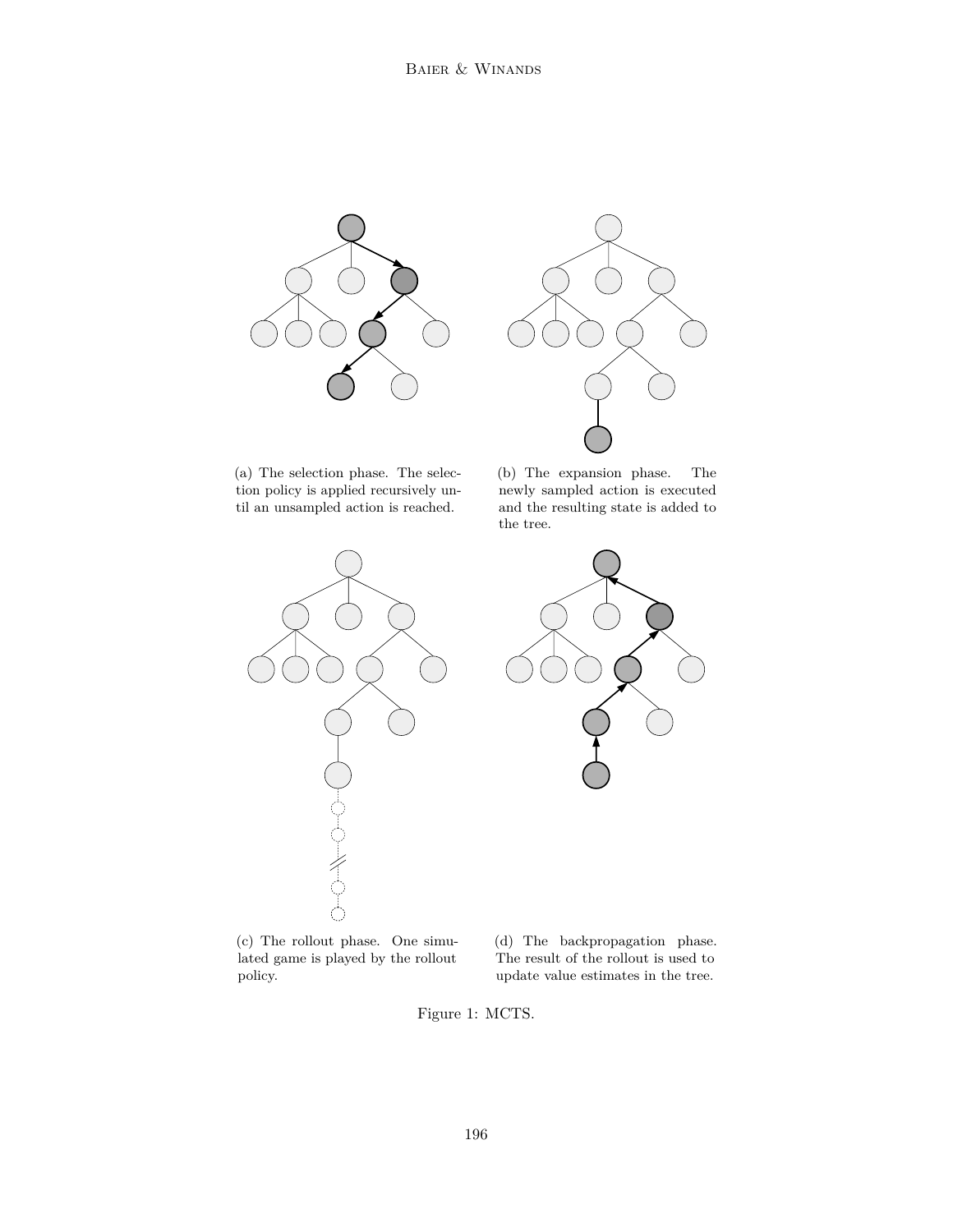(a) The selection phase. The selection policy is applied recursively until an unsampled action is reached.

(b) The expansion phase. The newly sampled action is executed and the resulting state is added to the tree.

(c) The rollout phase. One simulated game is played by the rollout policy.

(d) The backpropagation phase. The result of the rollout is used to update value estimates in the tree.

Figure 1: MCTS.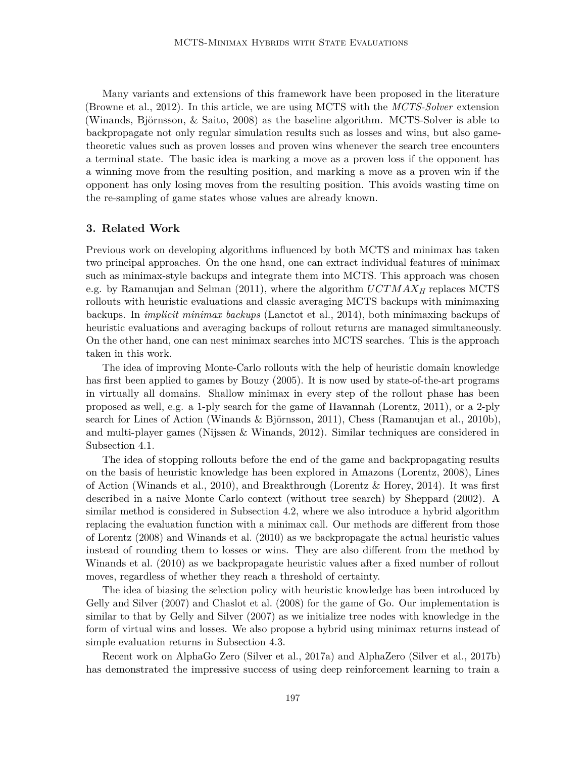Many variants and extensions of this framework have been proposed in the literature (Browne et al., 2012). In this article, we are using MCTS with the *MCTS-Solver* extension (Winands, Björnsson, & Saito, 2008) as the baseline algorithm. MCTS-Solver is able to backpropagate not only regular simulation results such as losses and wins, but also game-theoretic values such as proven losses and proven wins whenever the search tree encounters a terminal state. The basic idea is marking a move as a proven loss if the opponent has a winning move from the resulting position, and marking a move as a proven win if the opponent has only losing moves from the resulting position. This avoids wasting time on the re-sampling of game states whose values are already known.

## 3. Related Work

Previous work on developing algorithms influenced by both MCTS and minimax has taken two principal approaches. On the one hand, one can extract individual features of minimax such as minimax-style backups and integrate them into MCTS. This approach was chosen e.g. by Ramanujan and Selman (2011), where the algorithm $UCTMAX_H$ replaces MCTS rollouts with heuristic evaluations and classic averaging MCTS backups with minimaxing backups. In *implicit minimax backups* (Lanctot et al., 2014), both minimaxing backups of heuristic evaluations and averaging backups of rollout returns are managed simultaneously. On the other hand, one can nest minimax searches into MCTS searches. This is the approach taken in this work.

The idea of improving Monte-Carlo rollouts with the help of heuristic domain knowledge has first been applied to games by Bouzy (2005). It is now used by state-of-the-art programs in virtually all domains. Shallow minimax in every step of the rollout phase has been proposed as well, e.g. a 1-ply search for the game of Havannah (Lorentz, 2011), or a 2-ply search for Lines of Action (Winands & Björnsson, 2011), Chess (Ramanujan et al., 2010b), and multi-player games (Nijssen & Winands, 2012). Similar techniques are considered in Subsection 4.1.

The idea of stopping rollouts before the end of the game and backpropagating results on the basis of heuristic knowledge has been explored in Amazons (Lorentz, 2008), Lines of Action (Winands et al., 2010), and Breakthrough (Lorentz & Horey, 2014). It was first described in a naive Monte Carlo context (without tree search) by Sheppard (2002). A similar method is considered in Subsection 4.2, where we also introduce a hybrid algorithm replacing the evaluation function with a minimax call. Our methods are different from those of Lorentz (2008) and Winands et al. (2010) as we backpropagate the actual heuristic values instead of rounding them to losses or wins. They are also different from the method by Winands et al. (2010) as we backpropagate heuristic values after a fixed number of rollout moves, regardless of whether they reach a threshold of certainty.

The idea of biasing the selection policy with heuristic knowledge has been introduced by Gelly and Silver (2007) and Chaslot et al. (2008) for the game of Go. Our implementation is similar to that by Gelly and Silver (2007) as we initialize tree nodes with knowledge in the form of virtual wins and losses. We also propose a hybrid using minimax returns instead of simple evaluation returns in Subsection 4.3.

Recent work on AlphaGo Zero (Silver et al., 2017a) and AlphaZero (Silver et al., 2017b) has demonstrated the impressive success of using deep reinforcement learning to train a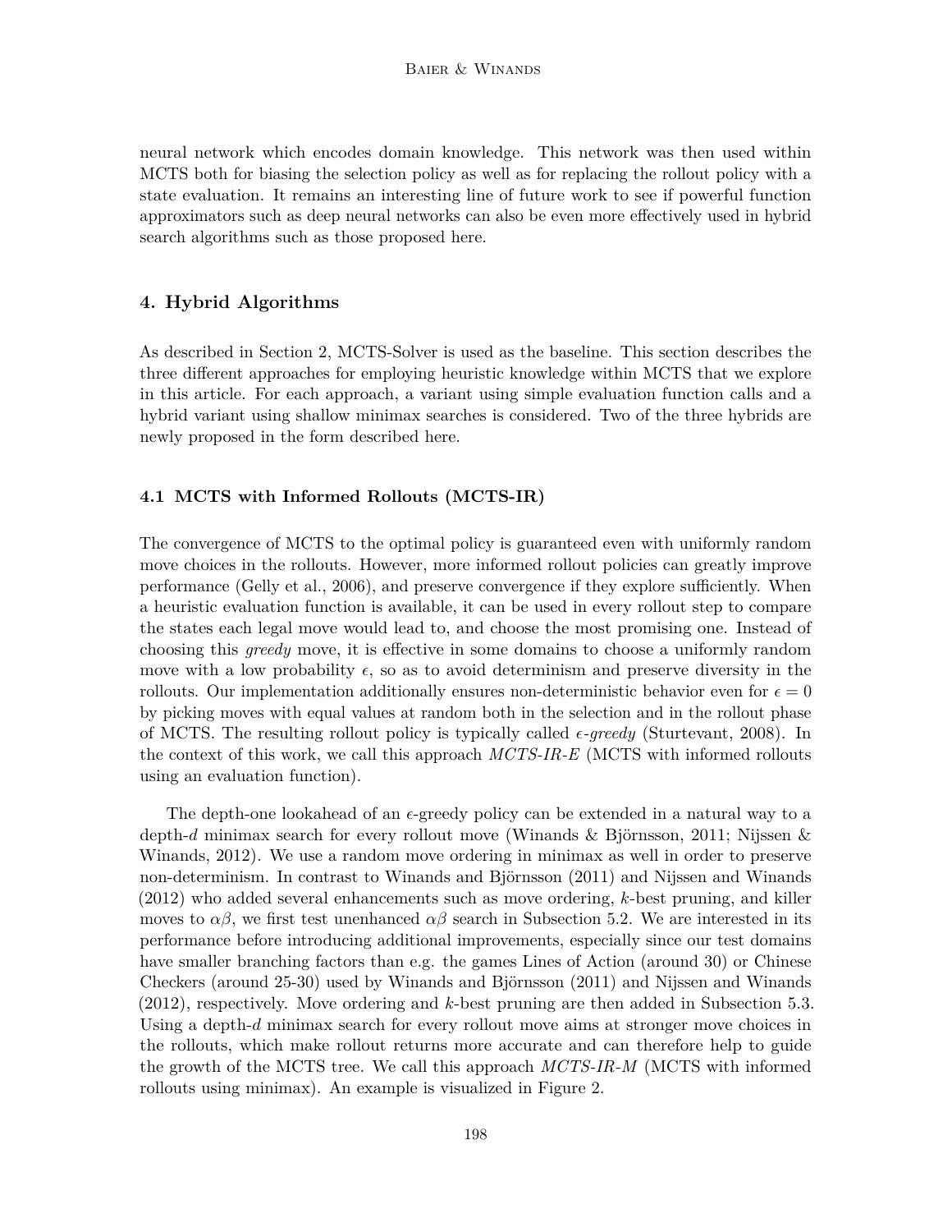neural network which encodes domain knowledge. This network was then used within MCTS both for biasing the selection policy as well as for replacing the rollout policy with a state evaluation. It remains an interesting line of future work to see if powerful function approximators such as deep neural networks can also be even more effectively used in hybrid search algorithms such as those proposed here.

## 4. Hybrid Algorithms

As described in Section 2, MCTS-Solver is used as the baseline. This section describes the three different approaches for employing heuristic knowledge within MCTS that we explore in this article. For each approach, a variant using simple evaluation function calls and a hybrid variant using shallow minimax searches is considered. Two of the three hybrids are newly proposed in the form described here.

### 4.1 MCTS with Informed Rollouts (MCTS-IR)

The convergence of MCTS to the optimal policy is guaranteed even with uniformly random move choices in the rollouts. However, more informed rollout policies can greatly improve performance (Gelly et al., 2006), and preserve convergence if they explore sufficiently. When a heuristic evaluation function is available, it can be used in every rollout step to compare the states each legal move would lead to, and choose the most promising one. Instead of choosing this *greedy* move, it is effective in some domains to choose a uniformly random move with a low probability $\epsilon$, so as to avoid determinism and preserve diversity in the rollouts. Our implementation additionally ensures non-deterministic behavior even for $\epsilon = 0$ by picking moves with equal values at random both in the selection and in the rollout phase of MCTS. The resulting rollout policy is typically called *$\epsilon$-greedy* (Sturtevant, 2008). In the context of this work, we call this approach *MCTS-IR-E* (MCTS with informed rollouts using an evaluation function).

The depth-one lookahead of an $\epsilon$-greedy policy can be extended in a natural way to a depth-$d$ minimax search for every rollout move (Winands & Björnsson, 2011; Nijssen & Winands, 2012). We use a random move ordering in minimax as well in order to preserve non-determinism. In contrast to Winands and Björnsson (2011) and Nijssen and Winands (2012) who added several enhancements such as move ordering, $k$-best pruning, and killer moves to $\alpha\beta$, we first test unenhanced $\alpha\beta$ search in Subsection 5.2. We are interested in its performance before introducing additional improvements, especially since our test domains have smaller branching factors than e.g. the games Lines of Action (around 30) or Chinese Checkers (around 25-30) used by Winands and Björnsson (2011) and Nijssen and Winands (2012), respectively. Move ordering and $k$-best pruning are then added in Subsection 5.3. Using a depth-$d$ minimax search for every rollout move aims at stronger move choices in the rollouts, which make rollout returns more accurate and can therefore help to guide the growth of the MCTS tree. We call this approach *MCTS-IR-M* (MCTS with informed rollouts using minimax). An example is visualized in Figure 2.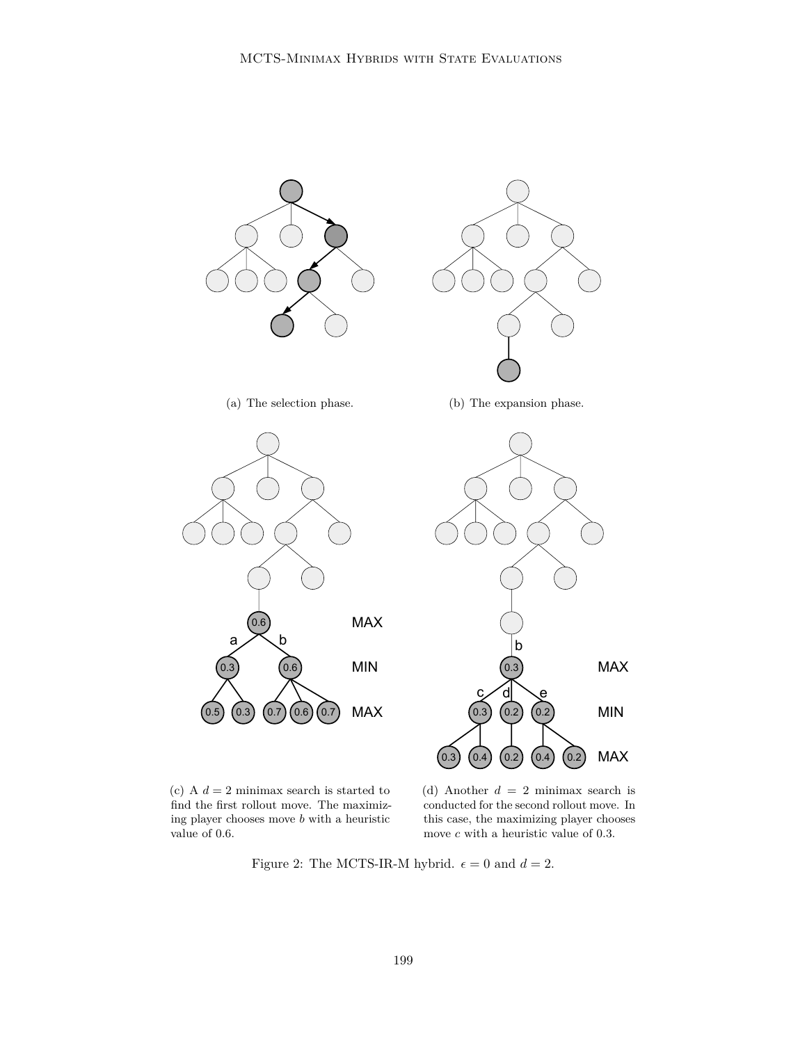(a) The selection phase.

(b) The expansion phase.

(c) A $d = 2$ minimax search is started to find the first rollout move. The maximizing player chooses move $b$ with a heuristic value of 0.6.

(d) Another $d = 2$ minimax search is conducted for the second rollout move. In this case, the maximizing player chooses move $c$ with a heuristic value of 0.3.

Figure 2: The MCTS-IR-M hybrid. $\epsilon = 0$ and $d = 2$.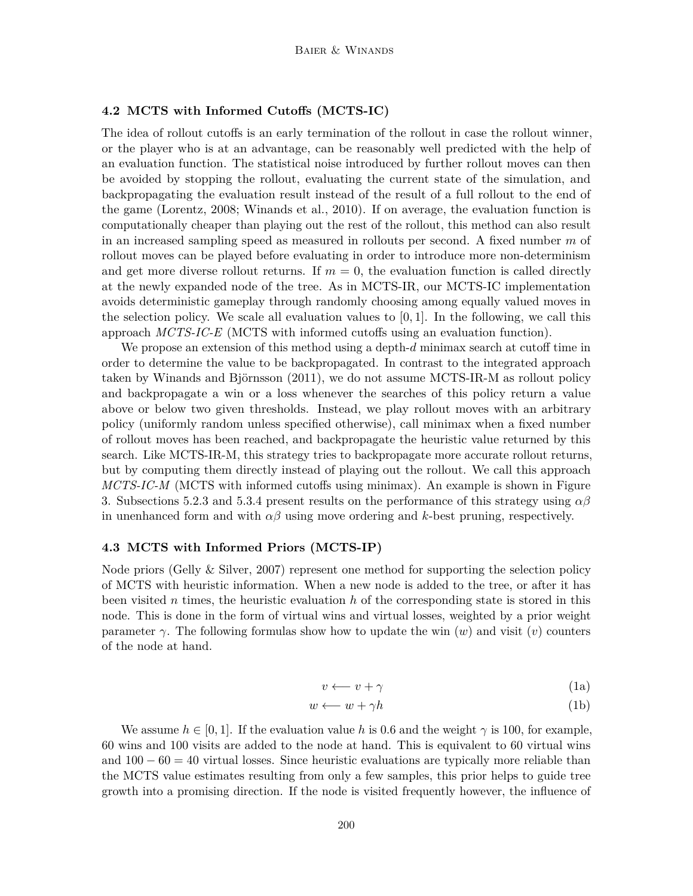### 4.2 MCTS with Informed Cutoffs (MCTS-IC)

The idea of rollout cutoffs is an early termination of the rollout in case the rollout winner, or the player who is at an advantage, can be reasonably well predicted with the help of an evaluation function. The statistical noise introduced by further rollout moves can then be avoided by stopping the rollout, evaluating the current state of the simulation, and backpropagating the evaluation result instead of the result of a full rollout to the end of the game (Lorentz, 2008; Winands et al., 2010). If on average, the evaluation function is computationally cheaper than playing out the rest of the rollout, this method can also result in an increased sampling speed as measured in rollouts per second. A fixed number $m$ of rollout moves can be played before evaluating in order to introduce more non-determinism and get more diverse rollout returns. If $m = 0$, the evaluation function is called directly at the newly expanded node of the tree. As in MCTS-IR, our MCTS-IC implementation avoids deterministic gameplay through randomly choosing among equally valued moves in the selection policy. We scale all evaluation values to $[0, 1]$. In the following, we call this approach *MCTS-IC-E* (MCTS with informed cutoffs using an evaluation function).

We propose an extension of this method using a depth-$d$ minimax search at cutoff time in order to determine the value to be backpropagated. In contrast to the integrated approach taken by Winands and Björnsson (2011), we do not assume MCTS-IR-M as rollout policy and backpropagate a win or a loss whenever the searches of this policy return a value above or below two given thresholds. Instead, we play rollout moves with an arbitrary policy (uniformly random unless specified otherwise), call minimax when a fixed number of rollout moves has been reached, and backpropagate the heuristic value returned by this search. Like MCTS-IR-M, this strategy tries to backpropagate more accurate rollout returns, but by computing them directly instead of playing out the rollout. We call this approach *MCTS-IC-M* (MCTS with informed cutoffs using minimax). An example is shown in Figure 3. Subsections 5.2.3 and 5.3.4 present results on the performance of this strategy using $\alpha\beta$ in unenhanced form and with $\alpha\beta$ using move ordering and $k$-best pruning, respectively.

### 4.3 MCTS with Informed Priors (MCTS-IP)

Node priors (Gelly & Silver, 2007) represent one method for supporting the selection policy of MCTS with heuristic information. When a new node is added to the tree, or after it has been visited $n$ times, the heuristic evaluation $h$ of the corresponding state is stored in this node. This is done in the form of virtual wins and virtual losses, weighted by a prior weight parameter $\gamma$. The following formulas show how to update the win ($w$) and visit ($v$) counters of the node at hand.

$$v \longleftarrow v + \gamma \tag{1a}$$

$$w \longleftarrow w + \gamma h \tag{1b}$$

We assume $h \in [0, 1]$. If the evaluation value $h$ is 0.6 and the weight $\gamma$ is 100, for example, 60 wins and 100 visits are added to the node at hand. This is equivalent to 60 virtual wins and $100 - 60 = 40$ virtual losses. Since heuristic evaluations are typically more reliable than the MCTS value estimates resulting from only a few samples, this prior helps to guide tree growth into a promising direction. If the node is visited frequently however, the influence of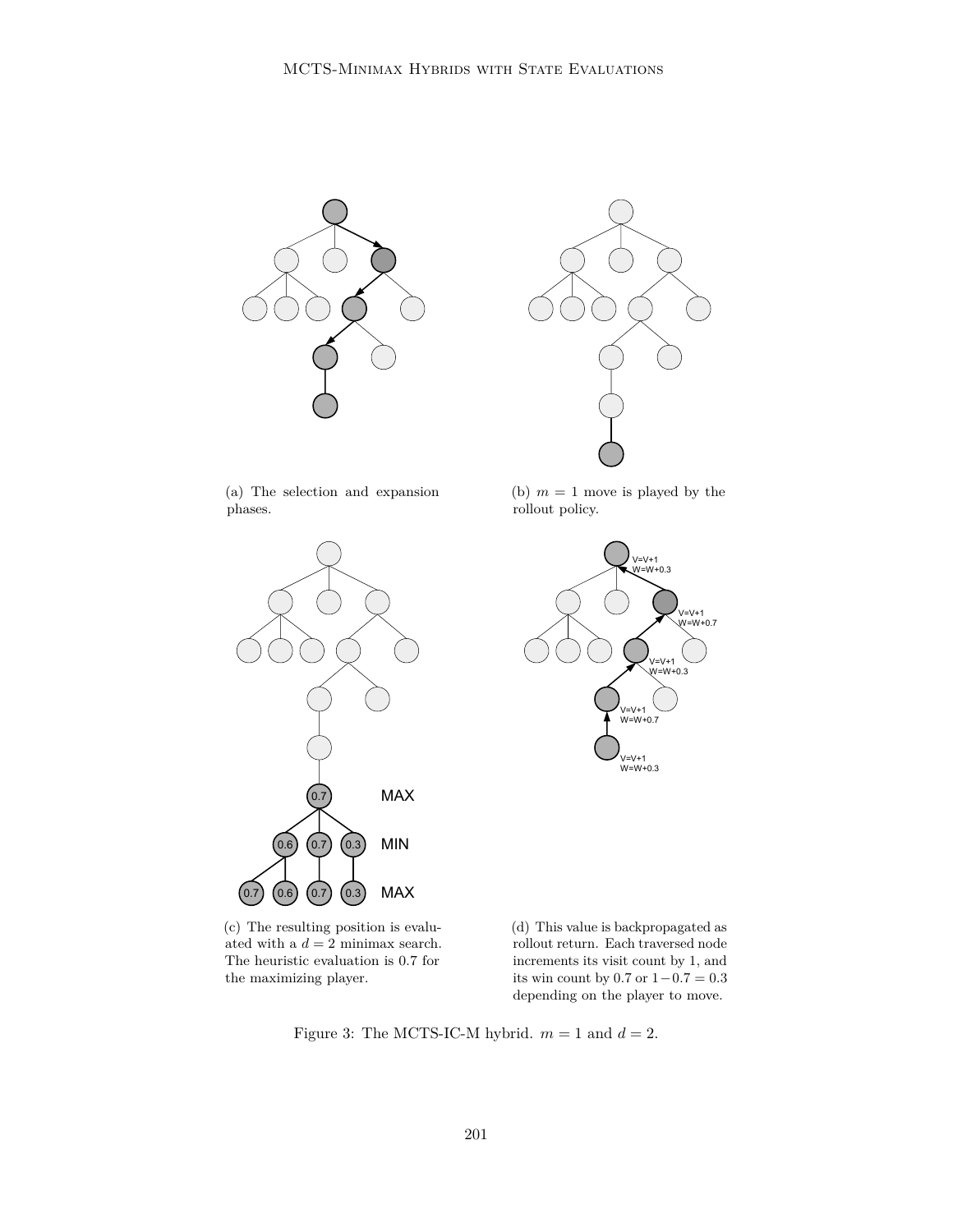(a) The selection and expansion phases.

(b) $m = 1$ move is played by the rollout policy.

(c) The resulting position is evaluated with a $d = 2$ minimax search. The heuristic evaluation is 0.7 for the maximizing player.

(d) This value is backpropagated as rollout return. Each traversed node increments its visit count by 1, and its win count by 0.7 or $1 - 0.7 = 0.3$ depending on the player to move.

Figure 3: The MCTS-IC-M hybrid. $m = 1$ and $d = 2$.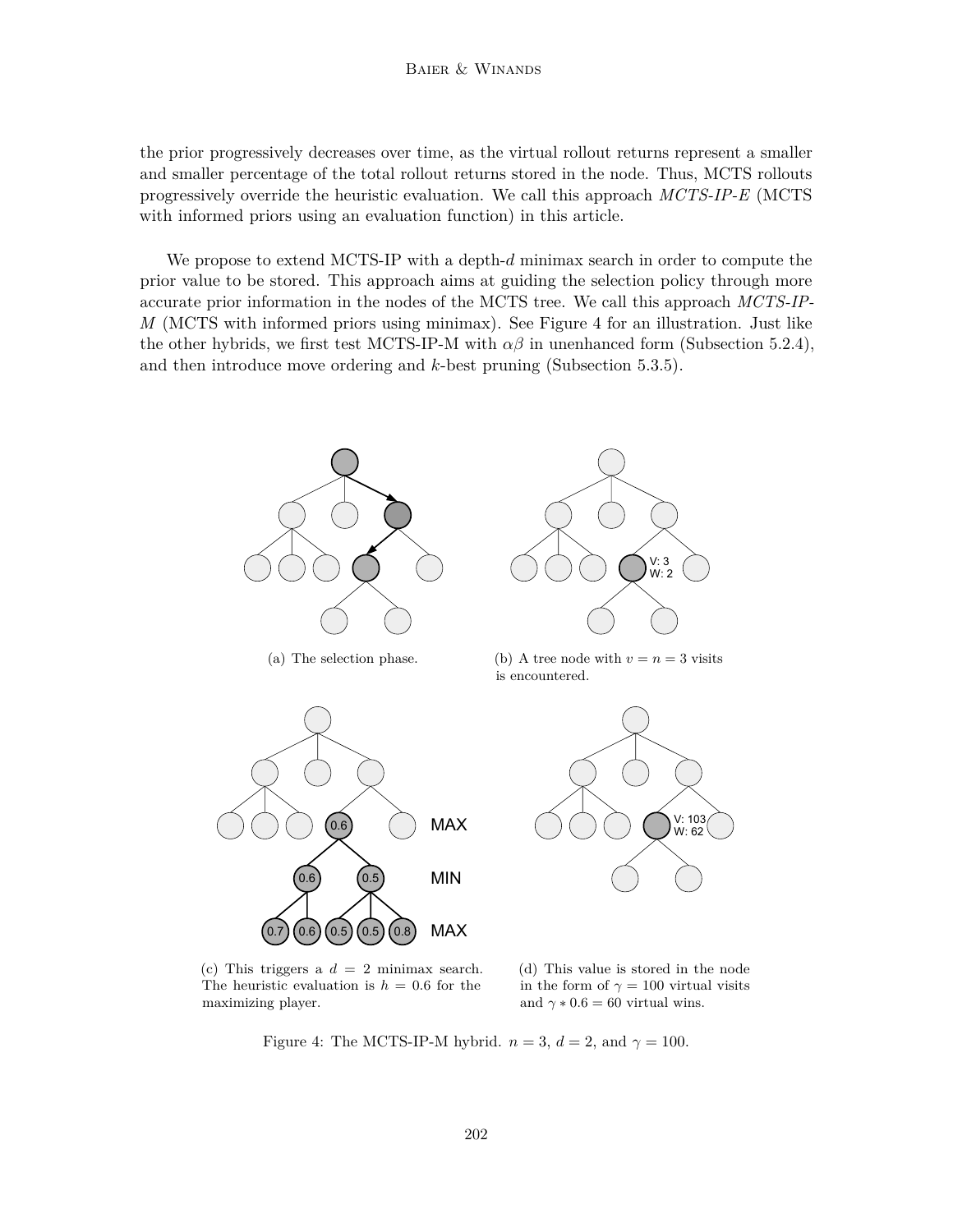the prior progressively decreases over time, as the virtual rollout returns represent a smaller and smaller percentage of the total rollout returns stored in the node. Thus, MCTS rollouts progressively override the heuristic evaluation. We call this approach *MCTS-IP-E* (MCTS with informed priors using an evaluation function) in this article.

We propose to extend MCTS-IP with a depth-$d$ minimax search in order to compute the prior value to be stored. This approach aims at guiding the selection policy through more accurate prior information in the nodes of the MCTS tree. We call this approach *MCTS-IP-M* (MCTS with informed priors using minimax). See Figure 4 for an illustration. Just like the other hybrids, we first test MCTS-IP-M with $\alpha\beta$ in unenhanced form (Subsection 5.2.4), and then introduce move ordering and $k$-best pruning (Subsection 5.3.5).

(a) The selection phase.

(b) A tree node with $v = n = 3$ visits is encountered.

(c) This triggers a $d = 2$ minimax search. The heuristic evaluation is $h = 0.6$ for the maximizing player.

(d) This value is stored in the node in the form of $\gamma = 100$ virtual visits and $\gamma * 0.6 = 60$ virtual wins.

Figure 4: The MCTS-IP-M hybrid. $n = 3$, $d = 2$, and $\gamma = 100$.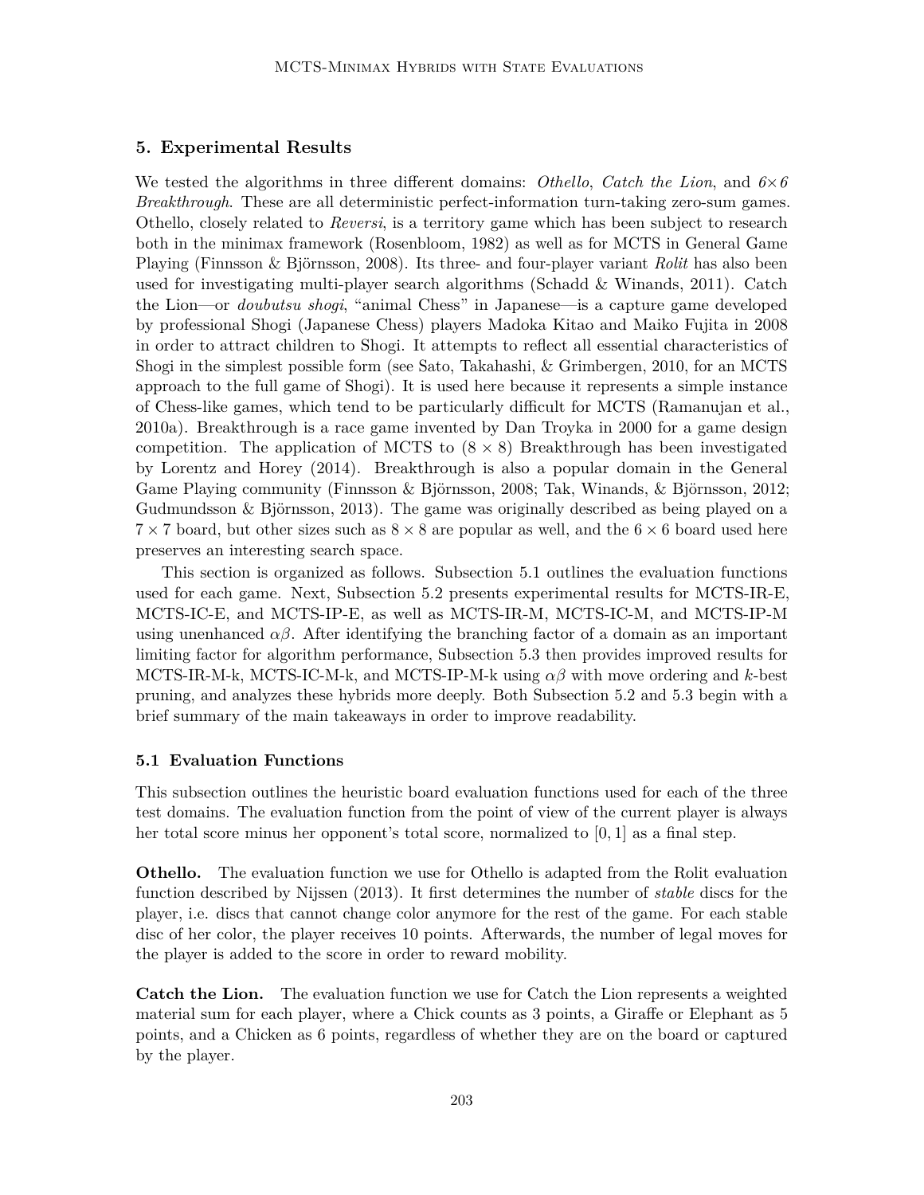## 5. Experimental Results

We tested the algorithms in three different domains: *Othello*, *Catch the Lion*, and *6×6 Breakthrough*. These are all deterministic perfect-information turn-taking zero-sum games. Othello, closely related to *Reversi*, is a territory game which has been subject to research both in the minimax framework (Rosenbloom, 1982) as well as for MCTS in General Game Playing (Finnsson & Björnsson, 2008). Its three- and four-player variant *Rolit* has also been used for investigating multi-player search algorithms (Schadd & Winands, 2011). Catch the Lion—or *doubutsu shogi*, "animal Chess" in Japanese—is a capture game developed by professional Shogi (Japanese Chess) players Madoka Kitao and Maiko Fujita in 2008 in order to attract children to Shogi. It attempts to reflect all essential characteristics of Shogi in the simplest possible form (see Sato, Takahashi, & Grimbergen, 2010, for an MCTS approach to the full game of Shogi). It is used here because it represents a simple instance of Chess-like games, which tend to be particularly difficult for MCTS (Ramanujan et al., 2010a). Breakthrough is a race game invented by Dan Troyka in 2000 for a game design competition. The application of MCTS to $(8 \times 8)$ Breakthrough has been investigated by Lorentz and Horey (2014). Breakthrough is also a popular domain in the General Game Playing community (Finnsson & Björnsson, 2008; Tak, Winands, & Björnsson, 2012; Gudmundsson & Björnsson, 2013). The game was originally described as being played on a $7 \times 7$ board, but other sizes such as $8 \times 8$ are popular as well, and the $6 \times 6$ board used here preserves an interesting search space.

This section is organized as follows. Subsection 5.1 outlines the evaluation functions used for each game. Next, Subsection 5.2 presents experimental results for MCTS-IR-E, MCTS-IC-E, and MCTS-IP-E, as well as MCTS-IR-M, MCTS-IC-M, and MCTS-IP-M using unenhanced $\alpha\beta$. After identifying the branching factor of a domain as an important limiting factor for algorithm performance, Subsection 5.3 then provides improved results for MCTS-IR-M-k, MCTS-IC-M-k, and MCTS-IP-M-k using $\alpha\beta$ with move ordering and $k$-best pruning, and analyzes these hybrids more deeply. Both Subsection 5.2 and 5.3 begin with a brief summary of the main takeaways in order to improve readability.

### 5.1 Evaluation Functions

This subsection outlines the heuristic board evaluation functions used for each of the three test domains. The evaluation function from the point of view of the current player is always her total score minus her opponent's total score, normalized to $[0, 1]$ as a final step.

**Othello.** The evaluation function we use for Othello is adapted from the Rolit evaluation function described by Nijssen (2013). It first determines the number of *stable* discs for the player, i.e. discs that cannot change color anymore for the rest of the game. For each stable disc of her color, the player receives 10 points. Afterwards, the number of legal moves for the player is added to the score in order to reward mobility.

**Catch the Lion.** The evaluation function we use for Catch the Lion represents a weighted material sum for each player, where a Chick counts as 3 points, a Giraffe or Elephant as 5 points, and a Chicken as 6 points, regardless of whether they are on the board or captured by the player.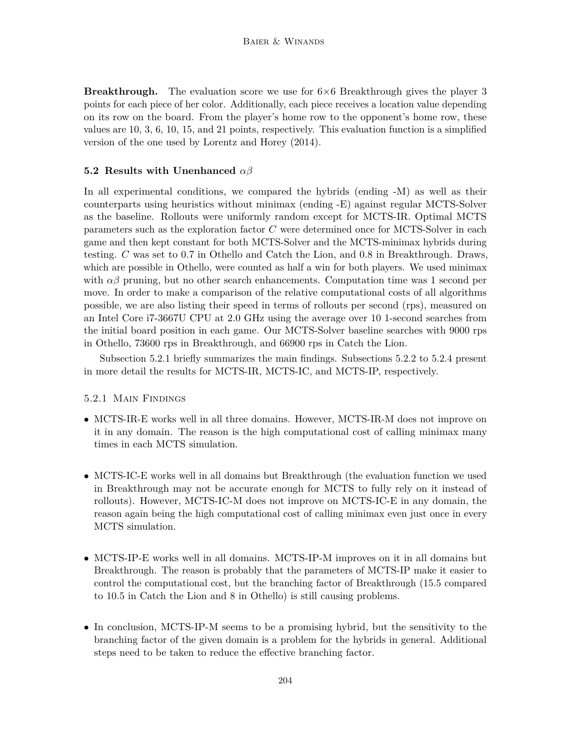**Breakthrough.** The evaluation score we use for 6×6 Breakthrough gives the player 3 points for each piece of her color. Additionally, each piece receives a location value depending on its row on the board. From the player's home row to the opponent's home row, these values are 10, 3, 6, 10, 15, and 21 points, respectively. This evaluation function is a simplified version of the one used by Lorentz and Horey (2014).

### 5.2 Results with Unenhanced $\alpha\beta$

In all experimental conditions, we compared the hybrids (ending -M) as well as their counterparts using heuristics without minimax (ending -E) against regular MCTS-Solver as the baseline. Rollouts were uniformly random except for MCTS-IR. Optimal MCTS parameters such as the exploration factor $C$ were determined once for MCTS-Solver in each game and then kept constant for both MCTS-Solver and the MCTS-minimax hybrids during testing. $C$ was set to 0.7 in Othello and Catch the Lion, and 0.8 in Breakthrough. Draws, which are possible in Othello, were counted as half a win for both players. We used minimax with $\alpha\beta$ pruning, but no other search enhancements. Computation time was 1 second per move. In order to make a comparison of the relative computational costs of all algorithms possible, we are also listing their speed in terms of rollouts per second (rps), measured on an Intel Core i7-3667U CPU at 2.0 GHz using the average over 10 1-second searches from the initial board position in each game. Our MCTS-Solver baseline searches with 9000 rps in Othello, 73600 rps in Breakthrough, and 66900 rps in Catch the Lion.

Subsection 5.2.1 briefly summarizes the main findings. Subsections 5.2.2 to 5.2.4 present in more detail the results for MCTS-IR, MCTS-IC, and MCTS-IP, respectively.

#### 5.2.1 Main Findings

- MCTS-IR-E works well in all three domains. However, MCTS-IR-M does not improve on it in any domain. The reason is the high computational cost of calling minimax many times in each MCTS simulation.
- MCTS-IC-E works well in all domains but Breakthrough (the evaluation function we used in Breakthrough may not be accurate enough for MCTS to fully rely on it instead of rollouts). However, MCTS-IC-M does not improve on MCTS-IC-E in any domain, the reason again being the high computational cost of calling minimax even just once in every MCTS simulation.
- MCTS-IP-E works well in all domains. MCTS-IP-M improves on it in all domains but Breakthrough. The reason is probably that the parameters of MCTS-IP make it easier to control the computational cost, but the branching factor of Breakthrough (15.5 compared to 10.5 in Catch the Lion and 8 in Othello) is still causing problems.
- In conclusion, MCTS-IP-M seems to be a promising hybrid, but the sensitivity to the branching factor of the given domain is a problem for the hybrids in general. Additional steps need to be taken to reduce the effective branching factor.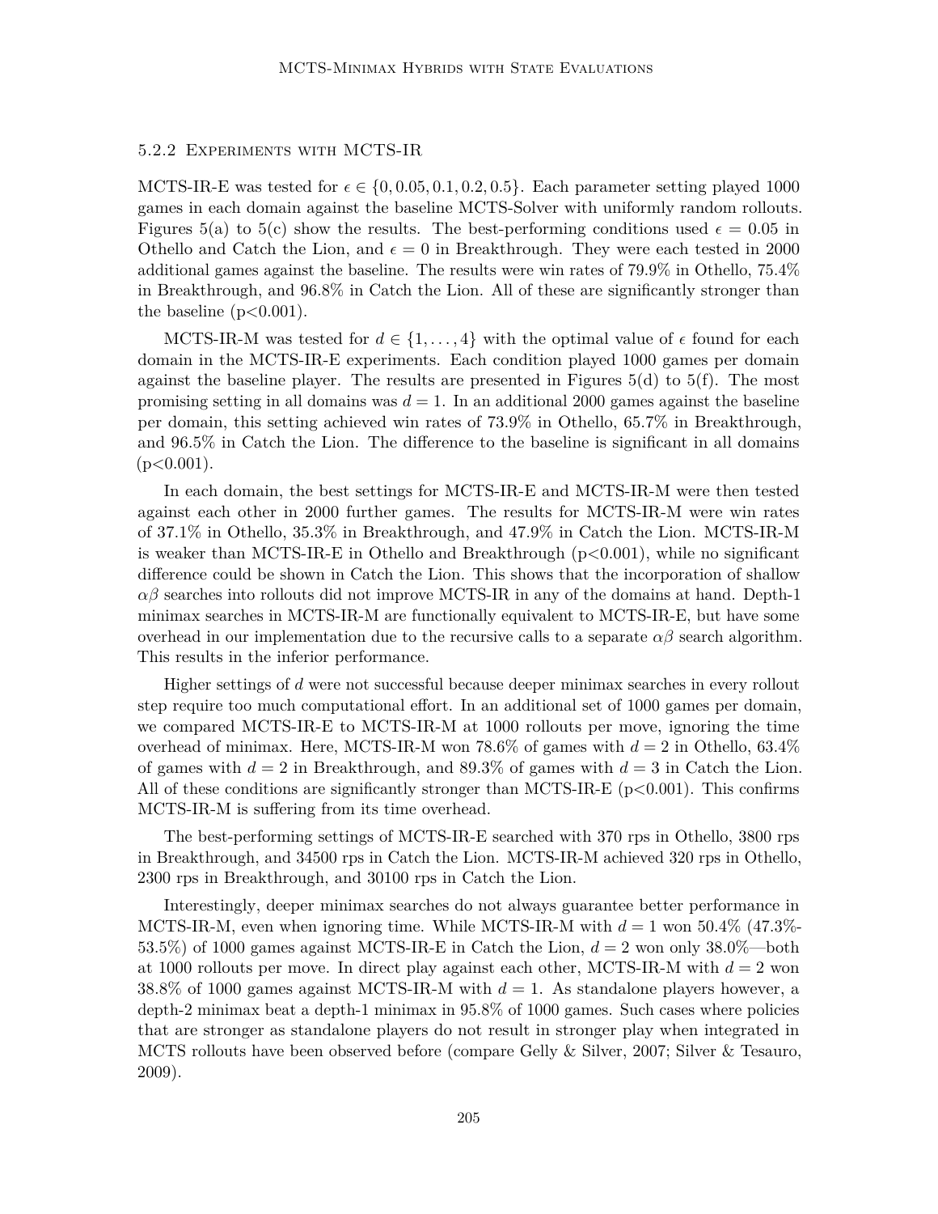### 5.2.2 Experiments with MCTS-IR

MCTS-IR-E was tested for $\epsilon \in \{0, 0.05, 0.1, 0.2, 0.5\}$. Each parameter setting played 1000 games in each domain against the baseline MCTS-Solver with uniformly random rollouts. Figures 5(a) to 5(c) show the results. The best-performing conditions used $\epsilon = 0.05$ in Othello and Catch the Lion, and $\epsilon = 0$ in Breakthrough. They were each tested in 2000 additional games against the baseline. The results were win rates of 79.9% in Othello, 75.4% in Breakthrough, and 96.8% in Catch the Lion. All of these are significantly stronger than the baseline ($p<0.001$).

MCTS-IR-M was tested for $d \in \{1, \ldots, 4\}$ with the optimal value of $\epsilon$ found for each domain in the MCTS-IR-E experiments. Each condition played 1000 games per domain against the baseline player. The results are presented in Figures 5(d) to 5(f). The most promising setting in all domains was $d = 1$. In an additional 2000 games against the baseline per domain, this setting achieved win rates of 73.9% in Othello, 65.7% in Breakthrough, and 96.5% in Catch the Lion. The difference to the baseline is significant in all domains ($p<0.001$).

In each domain, the best settings for MCTS-IR-E and MCTS-IR-M were then tested against each other in 2000 further games. The results for MCTS-IR-M were win rates of 37.1% in Othello, 35.3% in Breakthrough, and 47.9% in Catch the Lion. MCTS-IR-M is weaker than MCTS-IR-E in Othello and Breakthrough ($p<0.001$), while no significant difference could be shown in Catch the Lion. This shows that the incorporation of shallow $\alpha\beta$ searches into rollouts did not improve MCTS-IR in any of the domains at hand. Depth-1 minimax searches in MCTS-IR-M are functionally equivalent to MCTS-IR-E, but have some overhead in our implementation due to the recursive calls to a separate $\alpha\beta$ search algorithm. This results in the inferior performance.

Higher settings of $d$ were not successful because deeper minimax searches in every rollout step require too much computational effort. In an additional set of 1000 games per domain, we compared MCTS-IR-E to MCTS-IR-M at 1000 rollouts per move, ignoring the time overhead of minimax. Here, MCTS-IR-M won 78.6% of games with $d = 2$ in Othello, 63.4% of games with $d = 2$ in Breakthrough, and 89.3% of games with $d = 3$ in Catch the Lion. All of these conditions are significantly stronger than MCTS-IR-E ($p<0.001$). This confirms MCTS-IR-M is suffering from its time overhead.

The best-performing settings of MCTS-IR-E searched with 370 rps in Othello, 3800 rps in Breakthrough, and 34500 rps in Catch the Lion. MCTS-IR-M achieved 320 rps in Othello, 2300 rps in Breakthrough, and 30100 rps in Catch the Lion.

Interestingly, deeper minimax searches do not always guarantee better performance in MCTS-IR-M, even when ignoring time. While MCTS-IR-M with $d = 1$ won 50.4% (47.3%-53.5%) of 1000 games against MCTS-IR-E in Catch the Lion, $d = 2$ won only 38.0%—both at 1000 rollouts per move. In direct play against each other, MCTS-IR-M with $d = 2$ won 38.8% of 1000 games against MCTS-IR-M with $d = 1$. As standalone players however, a depth-2 minimax beat a depth-1 minimax in 95.8% of 1000 games. Such cases where policies that are stronger as standalone players do not result in stronger play when integrated in MCTS rollouts have been observed before (compare Gelly & Silver, 2007; Silver & Tesauro, 2009).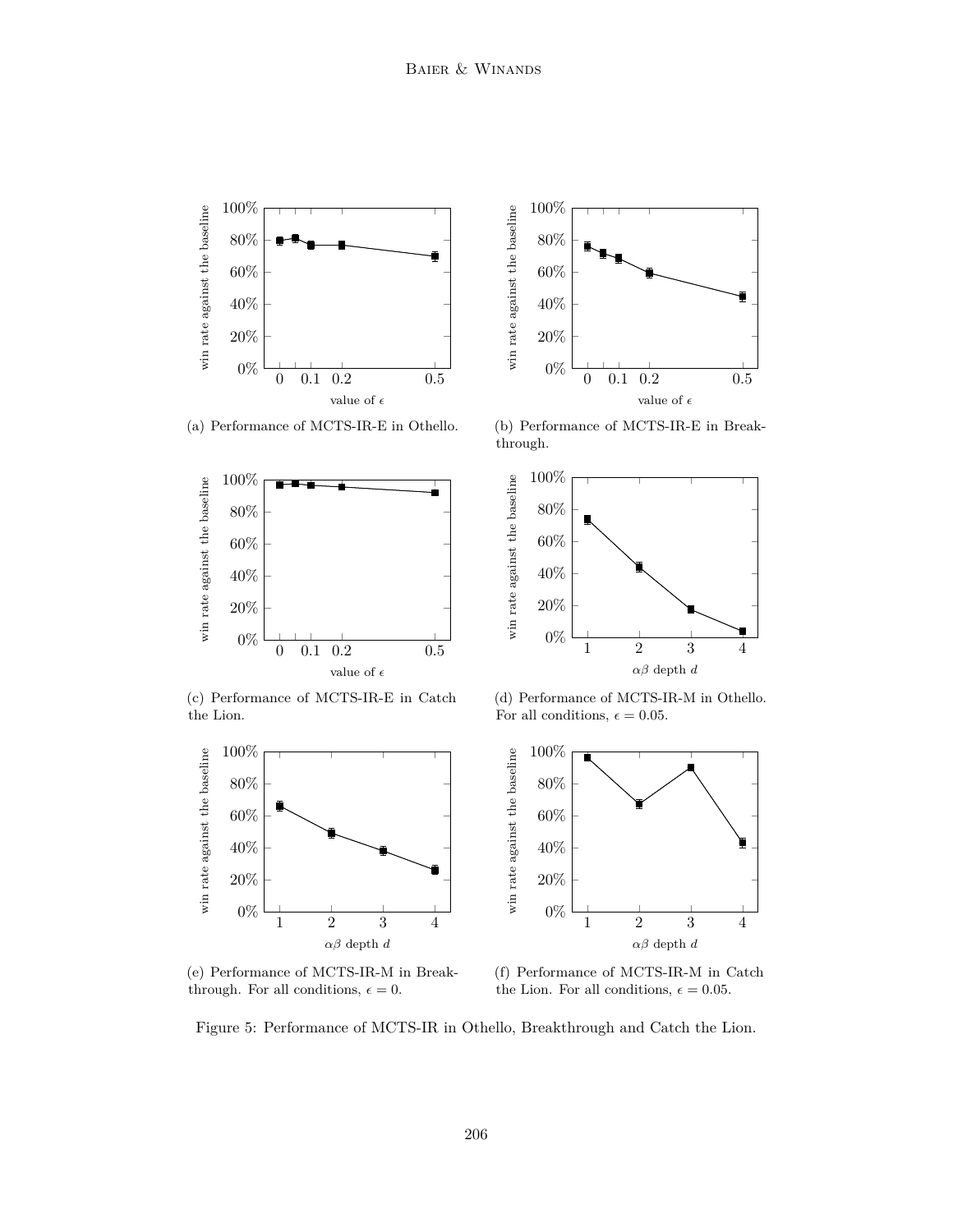(a) Performance of MCTS-IR-E in Othello.

(b) Performance of MCTS-IR-E in Breakthrough.

(c) Performance of MCTS-IR-E in Catch the Lion.

(d) Performance of MCTS-IR-M in Othello. For all conditions, $\epsilon = 0.05$.

(e) Performance of MCTS-IR-M in Breakthrough. For all conditions, $\epsilon = 0$.

(f) Performance of MCTS-IR-M in Catch the Lion. For all conditions, $\epsilon = 0.05$.

Figure 5: Performance of MCTS-IR in Othello, Breakthrough and Catch the Lion.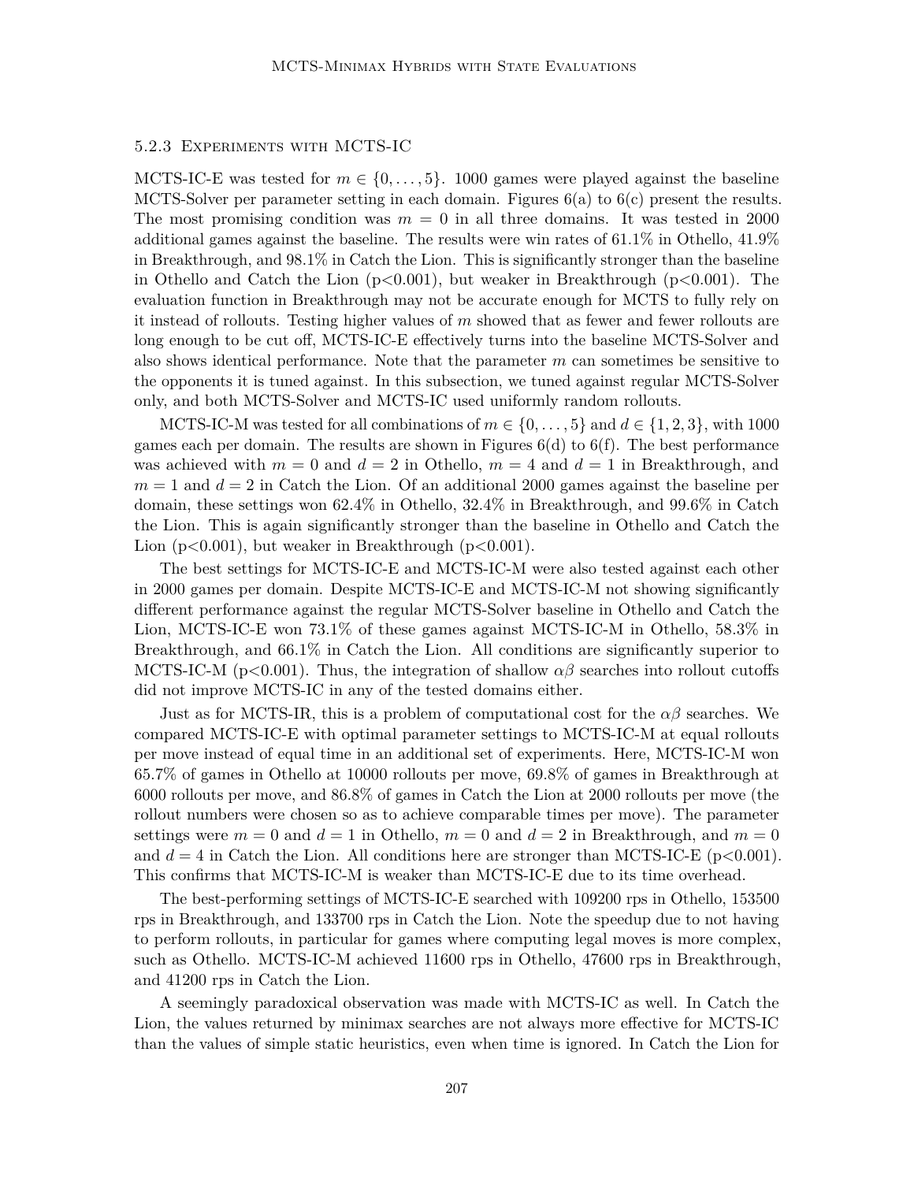#### 5.2.3 Experiments with MCTS-IC

MCTS-IC-E was tested for $m \in \{0, \ldots, 5\}$. 1000 games were played against the baseline MCTS-Solver per parameter setting in each domain. Figures 6(a) to 6(c) present the results. The most promising condition was $m = 0$ in all three domains. It was tested in 2000 additional games against the baseline. The results were win rates of 61.1% in Othello, 41.9% in Breakthrough, and 98.1% in Catch the Lion. This is significantly stronger than the baseline in Othello and Catch the Lion ($p<0.001$), but weaker in Breakthrough ($p<0.001$). The evaluation function in Breakthrough may not be accurate enough for MCTS to fully rely on it instead of rollouts. Testing higher values of $m$ showed that as fewer and fewer rollouts are long enough to be cut off, MCTS-IC-E effectively turns into the baseline MCTS-Solver and also shows identical performance. Note that the parameter $m$ can sometimes be sensitive to the opponents it is tuned against. In this subsection, we tuned against regular MCTS-Solver only, and both MCTS-Solver and MCTS-IC used uniformly random rollouts.

MCTS-IC-M was tested for all combinations of $m \in \{0, \ldots, 5\}$ and $d \in \{1, 2, 3\}$, with 1000 games each per domain. The results are shown in Figures 6(d) to 6(f). The best performance was achieved with $m = 0$ and $d = 2$ in Othello, $m = 4$ and $d = 1$ in Breakthrough, and $m = 1$ and $d = 2$ in Catch the Lion. Of an additional 2000 games against the baseline per domain, these settings won 62.4% in Othello, 32.4% in Breakthrough, and 99.6% in Catch the Lion. This is again significantly stronger than the baseline in Othello and Catch the Lion ($p<0.001$), but weaker in Breakthrough ($p<0.001$).

The best settings for MCTS-IC-E and MCTS-IC-M were also tested against each other in 2000 games per domain. Despite MCTS-IC-E and MCTS-IC-M not showing significantly different performance against the regular MCTS-Solver baseline in Othello and Catch the Lion, MCTS-IC-E won 73.1% of these games against MCTS-IC-M in Othello, 58.3% in Breakthrough, and 66.1% in Catch the Lion. All conditions are significantly superior to MCTS-IC-M ($p<0.001$). Thus, the integration of shallow $\alpha\beta$ searches into rollout cutoffs did not improve MCTS-IC in any of the tested domains either.

Just as for MCTS-IR, this is a problem of computational cost for the $\alpha\beta$ searches. We compared MCTS-IC-E with optimal parameter settings to MCTS-IC-M at equal rollouts per move instead of equal time in an additional set of experiments. Here, MCTS-IC-M won 65.7% of games in Othello at 10000 rollouts per move, 69.8% of games in Breakthrough at 6000 rollouts per move, and 86.8% of games in Catch the Lion at 2000 rollouts per move (the rollout numbers were chosen so as to achieve comparable times per move). The parameter settings were $m = 0$ and $d = 1$ in Othello, $m = 0$ and $d = 2$ in Breakthrough, and $m = 0$ and $d = 4$ in Catch the Lion. All conditions here are stronger than MCTS-IC-E ($p<0.001$). This confirms that MCTS-IC-M is weaker than MCTS-IC-E due to its time overhead.

The best-performing settings of MCTS-IC-E searched with 109200 rps in Othello, 153500 rps in Breakthrough, and 133700 rps in Catch the Lion. Note the speedup due to not having to perform rollouts, in particular for games where computing legal moves is more complex, such as Othello. MCTS-IC-M achieved 11600 rps in Othello, 47600 rps in Breakthrough, and 41200 rps in Catch the Lion.

A seemingly paradoxical observation was made with MCTS-IC as well. In Catch the Lion, the values returned by minimax searches are not always more effective for MCTS-IC than the values of simple static heuristics, even when time is ignored. In Catch the Lion for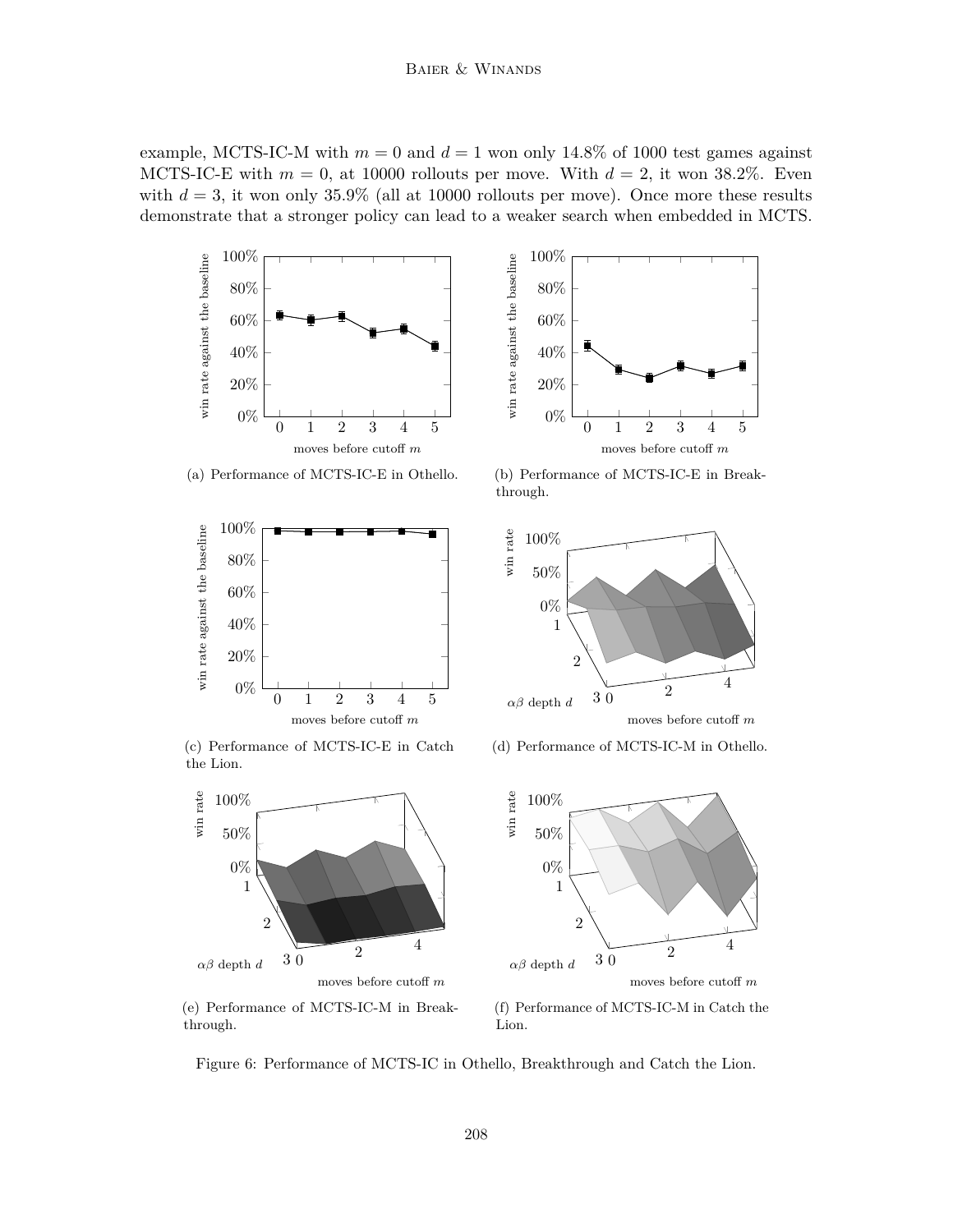example, MCTS-IC-M with $m = 0$ and $d = 1$ won only 14.8% of 1000 test games against MCTS-IC-E with $m = 0$, at 10000 rollouts per move. With $d = 2$, it won 38.2%. Even with $d = 3$, it won only 35.9% (all at 10000 rollouts per move). Once more these results demonstrate that a stronger policy can lead to a weaker search when embedded in MCTS.

(a) Performance of MCTS-IC-E in Othello.

(b) Performance of MCTS-IC-E in Breakthrough.

(c) Performance of MCTS-IC-E in Catch the Lion.

(d) Performance of MCTS-IC-M in Othello.

(e) Performance of MCTS-IC-M in Breakthrough.

(f) Performance of MCTS-IC-M in Catch the Lion.

Figure 6: Performance of MCTS-IC in Othello, Breakthrough and Catch the Lion.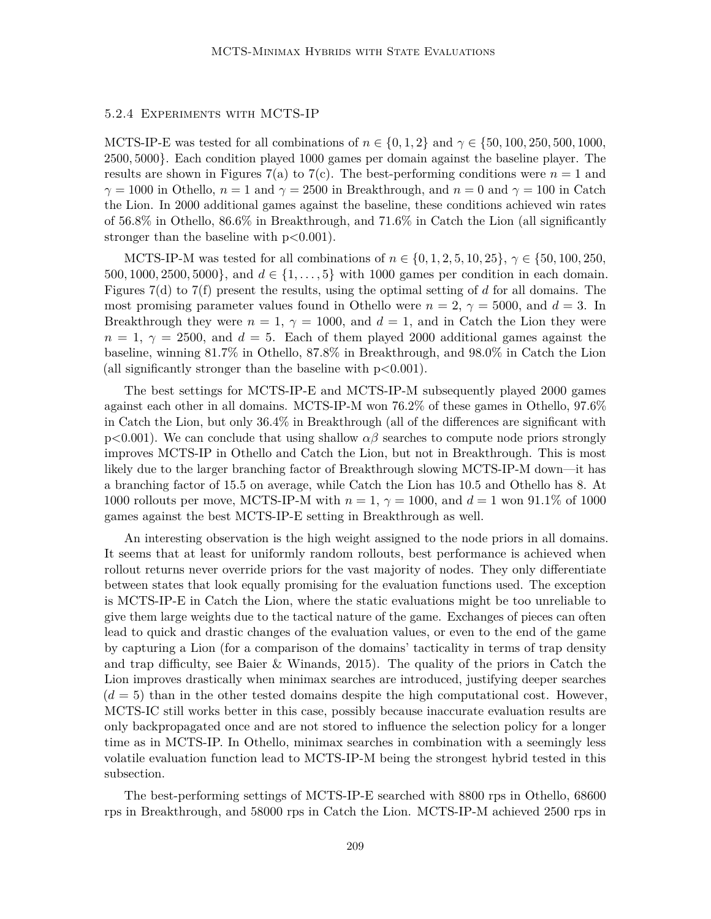#### 5.2.4 Experiments with MCTS-IP

MCTS-IP-E was tested for all combinations of $n \in \{0, 1, 2\}$ and $\gamma \in \{50, 100, 250, 500, 1000, 2500, 5000\}$. Each condition played 1000 games per domain against the baseline player. The results are shown in Figures 7(a) to 7(c). The best-performing conditions were $n = 1$ and $\gamma = 1000$ in Othello, $n = 1$ and $\gamma = 2500$ in Breakthrough, and $n = 0$ and $\gamma = 100$ in Catch the Lion. In 2000 additional games against the baseline, these conditions achieved win rates of 56.8% in Othello, 86.6% in Breakthrough, and 71.6% in Catch the Lion (all significantly stronger than the baseline with $p<0.001$).

MCTS-IP-M was tested for all combinations of $n \in \{0, 1, 2, 5, 10, 25\}$, $\gamma \in \{50, 100, 250, 500, 1000, 2500, 5000\}$, and $d \in \{1, \ldots, 5\}$ with 1000 games per condition in each domain. Figures 7(d) to 7(f) present the results, using the optimal setting of $d$ for all domains. The most promising parameter values found in Othello were $n = 2$, $\gamma = 5000$, and $d = 3$. In Breakthrough they were $n = 1$, $\gamma = 1000$, and $d = 1$, and in Catch the Lion they were $n = 1$, $\gamma = 2500$, and $d = 5$. Each of them played 2000 additional games against the baseline, winning 81.7% in Othello, 87.8% in Breakthrough, and 98.0% in Catch the Lion (all significantly stronger than the baseline with $p<0.001$).

The best settings for MCTS-IP-E and MCTS-IP-M subsequently played 2000 games against each other in all domains. MCTS-IP-M won 76.2% of these games in Othello, 97.6% in Catch the Lion, but only 36.4% in Breakthrough (all of the differences are significant with $p<0.001$). We can conclude that using shallow $\alpha\beta$ searches to compute node priors strongly improves MCTS-IP in Othello and Catch the Lion, but not in Breakthrough. This is most likely due to the larger branching factor of Breakthrough slowing MCTS-IP-M down—it has a branching factor of 15.5 on average, while Catch the Lion has 10.5 and Othello has 8. At 1000 rollouts per move, MCTS-IP-M with $n = 1$, $\gamma = 1000$, and $d = 1$ won 91.1% of 1000 games against the best MCTS-IP-E setting in Breakthrough as well.

An interesting observation is the high weight assigned to the node priors in all domains. It seems that at least for uniformly random rollouts, best performance is achieved when rollout returns never override priors for the vast majority of nodes. They only differentiate between states that look equally promising for the evaluation functions used. The exception is MCTS-IP-E in Catch the Lion, where the static evaluations might be too unreliable to give them large weights due to the tactical nature of the game. Exchanges of pieces can often lead to quick and drastic changes of the evaluation values, or even to the end of the game by capturing a Lion (for a comparison of the domains' tacticality in terms of trap density and trap difficulty, see Baier & Winands, 2015). The quality of the priors in Catch the Lion improves drastically when minimax searches are introduced, justifying deeper searches ($d = 5$) than in the other tested domains despite the high computational cost. However, MCTS-IC still works better in this case, possibly because inaccurate evaluation results are only backpropagated once and are not stored to influence the selection policy for a longer time as in MCTS-IP. In Othello, minimax searches in combination with a seemingly less volatile evaluation function lead to MCTS-IP-M being the strongest hybrid tested in this subsection.

The best-performing settings of MCTS-IP-E searched with 8800 rps in Othello, 68600 rps in Breakthrough, and 58000 rps in Catch the Lion. MCTS-IP-M achieved 2500 rps in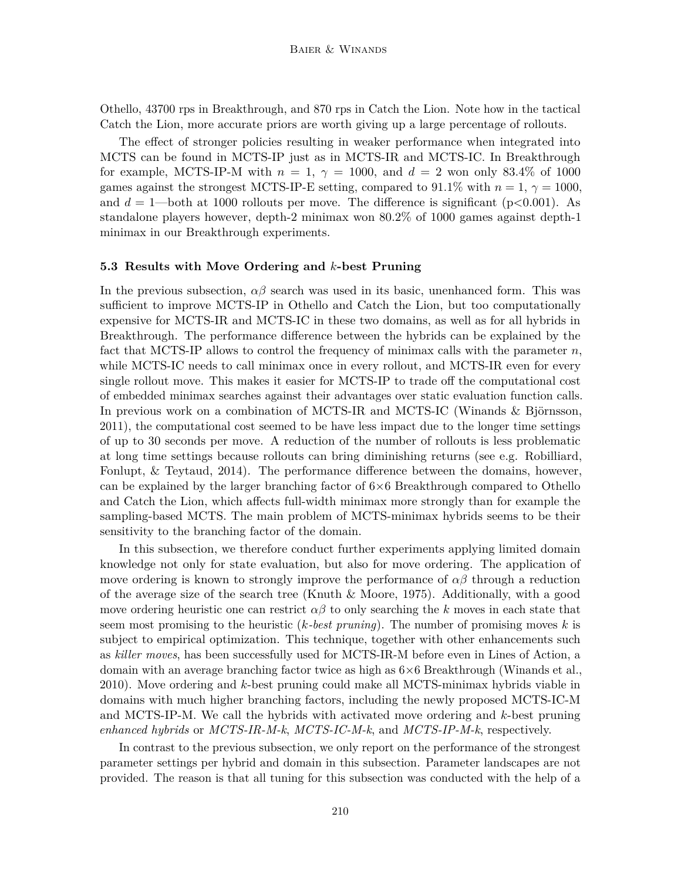Othello, 43700 rps in Breakthrough, and 870 rps in Catch the Lion. Note how in the tactical Catch the Lion, more accurate priors are worth giving up a large percentage of rollouts.

The effect of stronger policies resulting in weaker performance when integrated into MCTS can be found in MCTS-IP just as in MCTS-IR and MCTS-IC. In Breakthrough for example, MCTS-IP-M with $n = 1$, $\gamma = 1000$, and $d = 2$ won only 83.4% of 1000 games against the strongest MCTS-IP-E setting, compared to 91.1% with $n = 1$, $\gamma = 1000$, and $d = 1$—both at 1000 rollouts per move. The difference is significant ($p<0.001$). As standalone players however, depth-2 minimax won 80.2% of 1000 games against depth-1 minimax in our Breakthrough experiments.

### 5.3 Results with Move Ordering and $k$-best Pruning

In the previous subsection, $\alpha\beta$ search was used in its basic, unenhanced form. This was sufficient to improve MCTS-IP in Othello and Catch the Lion, but too computationally expensive for MCTS-IR and MCTS-IC in these two domains, as well as for all hybrids in Breakthrough. The performance difference between the hybrids can be explained by the fact that MCTS-IP allows to control the frequency of minimax calls with the parameter $n$, while MCTS-IC needs to call minimax once in every rollout, and MCTS-IR even for every single rollout move. This makes it easier for MCTS-IP to trade off the computational cost of embedded minimax searches against their advantages over static evaluation function calls. In previous work on a combination of MCTS-IR and MCTS-IC (Winands & Björnsson, 2011), the computational cost seemed to be have less impact due to the longer time settings of up to 30 seconds per move. A reduction of the number of rollouts is less problematic at long time settings because rollouts can bring diminishing returns (see e.g. Robilliard, Fonlupt, & Teytaud, 2014). The performance difference between the domains, however, can be explained by the larger branching factor of 6×6 Breakthrough compared to Othello and Catch the Lion, which affects full-width minimax more strongly than for example the sampling-based MCTS. The main problem of MCTS-minimax hybrids seems to be their sensitivity to the branching factor of the domain.

In this subsection, we therefore conduct further experiments applying limited domain knowledge not only for state evaluation, but also for move ordering. The application of move ordering is known to strongly improve the performance of $\alpha\beta$ through a reduction of the average size of the search tree (Knuth & Moore, 1975). Additionally, with a good move ordering heuristic one can restrict $\alpha\beta$ to only searching the $k$ moves in each state that seem most promising to the heuristic (*$k$-best pruning*). The number of promising moves $k$ is subject to empirical optimization. This technique, together with other enhancements such as *killer moves*, has been successfully used for MCTS-IR-M before even in Lines of Action, a domain with an average branching factor twice as high as 6×6 Breakthrough (Winands et al., 2010). Move ordering and $k$-best pruning could make all MCTS-minimax hybrids viable in domains with much higher branching factors, including the newly proposed MCTS-IC-M and MCTS-IP-M. We call the hybrids with activated move ordering and $k$-best pruning *enhanced hybrids* or *MCTS-IR-M-k*, *MCTS-IC-M-k*, and *MCTS-IP-M-k*, respectively.

In contrast to the previous subsection, we only report on the performance of the strongest parameter settings per hybrid and domain in this subsection. Parameter landscapes are not provided. The reason is that all tuning for this subsection was conducted with the help of a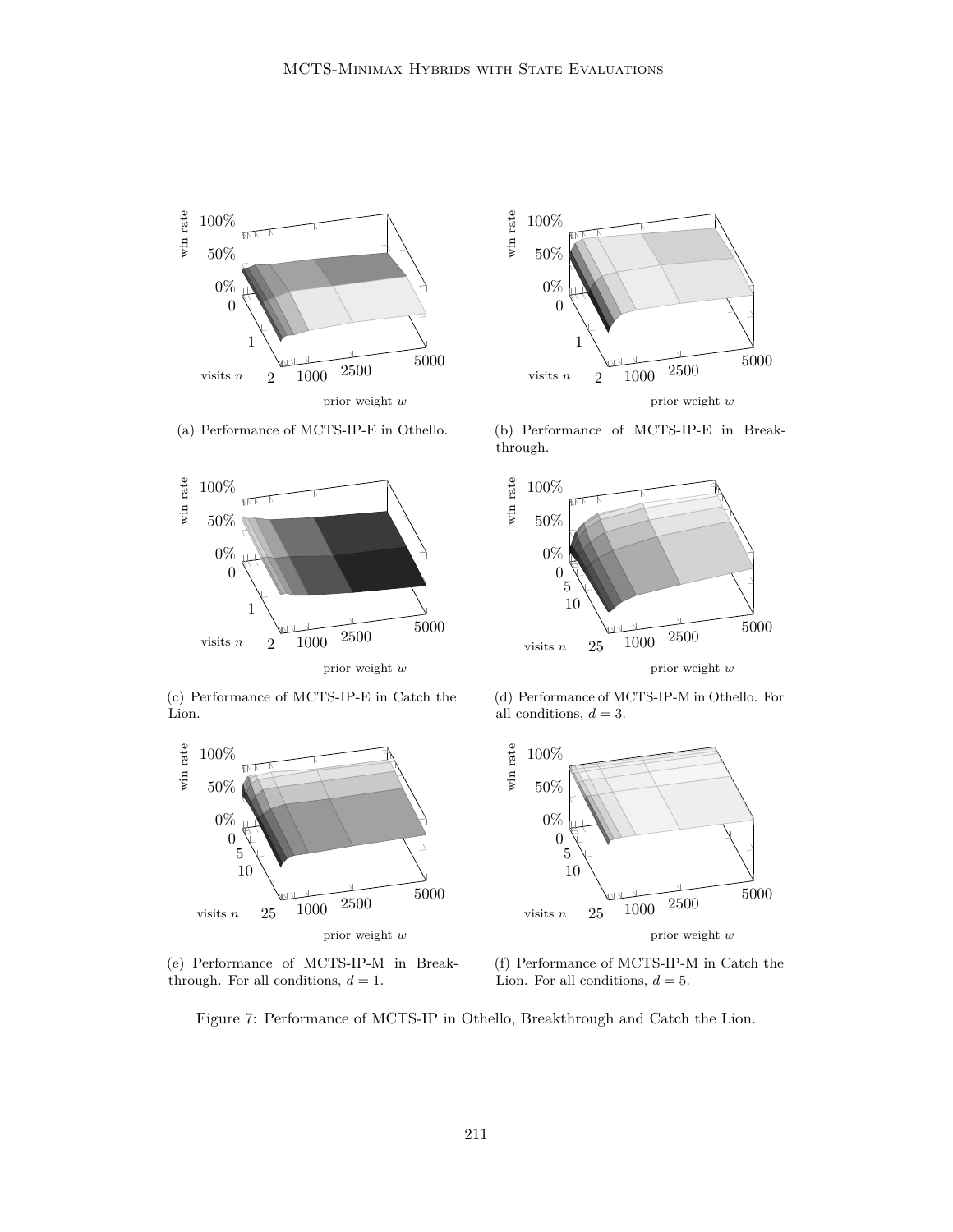(a) Performance of MCTS-IP-E in Othello.

(b) Performance of MCTS-IP-E in Breakthrough.

(c) Performance of MCTS-IP-E in Catch the Lion.

(d) Performance of MCTS-IP-M in Othello. For all conditions, $d = 3$.

(e) Performance of MCTS-IP-M in Breakthrough. For all conditions, $d = 1$.

(f) Performance of MCTS-IP-M in Catch the Lion. For all conditions, $d = 5$.

Figure 7: Performance of MCTS-IP in Othello, Breakthrough and Catch the Lion.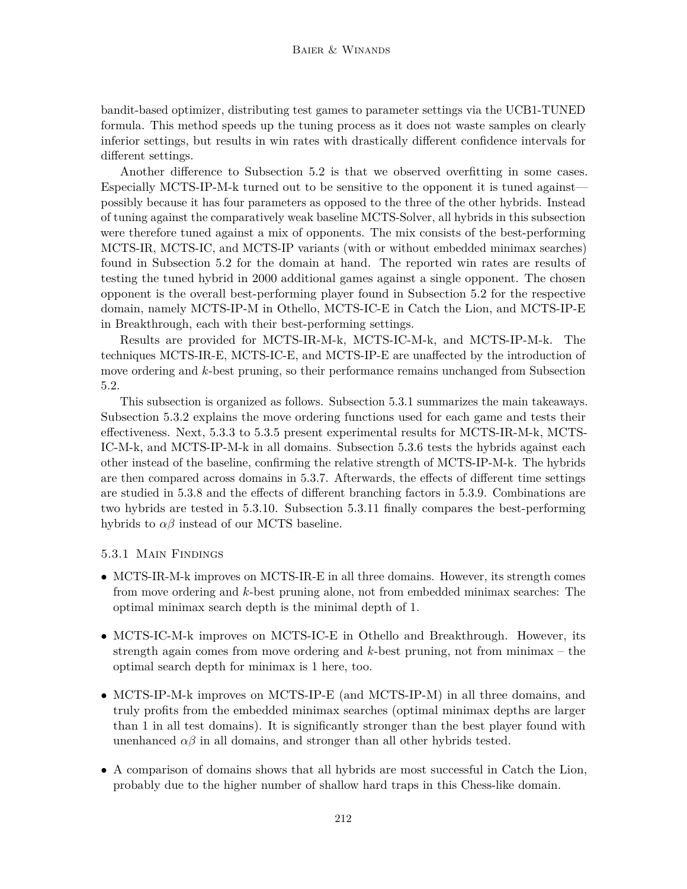bandit-based optimizer, distributing test games to parameter settings via the UCB1-TUNED formula. This method speeds up the tuning process as it does not waste samples on clearly inferior settings, but results in win rates with drastically different confidence intervals for different settings.

Another difference to Subsection 5.2 is that we observed overfitting in some cases. Especially MCTS-IP-M-k turned out to be sensitive to the opponent it is tuned against—possibly because it has four parameters as opposed to the three of the other hybrids. Instead of tuning against the comparatively weak baseline MCTS-Solver, all hybrids in this subsection were therefore tuned against a mix of opponents. The mix consists of the best-performing MCTS-IR, MCTS-IC, and MCTS-IP variants (with or without embedded minimax searches) found in Subsection 5.2 for the domain at hand. The reported win rates are results of testing the tuned hybrid in 2000 additional games against a single opponent. The chosen opponent is the overall best-performing player found in Subsection 5.2 for the respective domain, namely MCTS-IP-M in Othello, MCTS-IC-E in Catch the Lion, and MCTS-IP-E in Breakthrough, each with their best-performing settings.

Results are provided for MCTS-IR-M-k, MCTS-IC-M-k, and MCTS-IP-M-k. The techniques MCTS-IR-E, MCTS-IC-E, and MCTS-IP-E are unaffected by the introduction of move ordering and $k$-best pruning, so their performance remains unchanged from Subsection 5.2.

This subsection is organized as follows. Subsection 5.3.1 summarizes the main takeaways. Subsection 5.3.2 explains the move ordering functions used for each game and tests their effectiveness. Next, 5.3.3 to 5.3.5 present experimental results for MCTS-IR-M-k, MCTS-IC-M-k, and MCTS-IP-M-k in all domains. Subsection 5.3.6 tests the hybrids against each other instead of the baseline, confirming the relative strength of MCTS-IP-M-k. The hybrids are then compared across domains in 5.3.7. Afterwards, the effects of different time settings are studied in 5.3.8 and the effects of different branching factors in 5.3.9. Combinations are two hybrids are tested in 5.3.10. Subsection 5.3.11 finally compares the best-performing hybrids to $\alpha\beta$ instead of our MCTS baseline.

### 5.3.1 Main Findings

- MCTS-IR-M-k improves on MCTS-IR-E in all three domains. However, its strength comes from move ordering and $k$-best pruning alone, not from embedded minimax searches: The optimal minimax search depth is the minimal depth of 1.
- MCTS-IC-M-k improves on MCTS-IC-E in Othello and Breakthrough. However, its strength again comes from move ordering and $k$-best pruning, not from minimax – the optimal search depth for minimax is 1 here, too.
- MCTS-IP-M-k improves on MCTS-IP-E (and MCTS-IP-M) in all three domains, and truly profits from the embedded minimax searches (optimal minimax depths are larger than 1 in all test domains). It is significantly stronger than the best player found with unenhanced $\alpha\beta$ in all domains, and stronger than all other hybrids tested.
- A comparison of domains shows that all hybrids are most successful in Catch the Lion, probably due to the higher number of shallow hard traps in this Chess-like domain.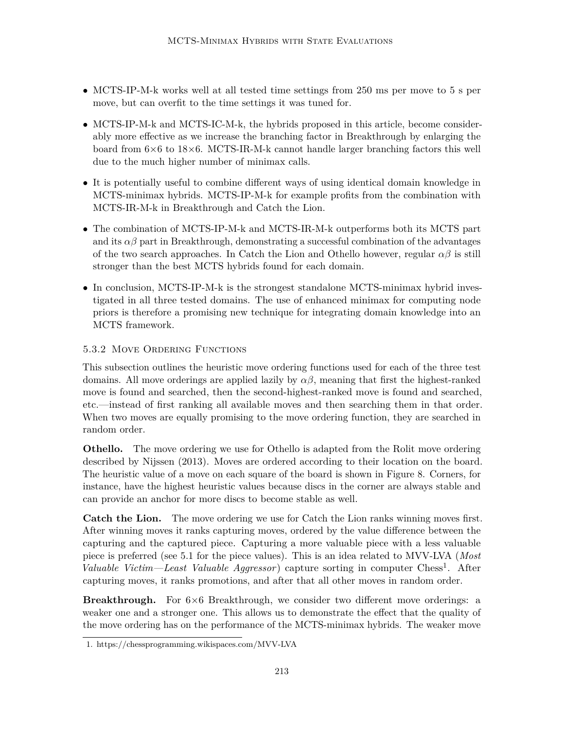- MCTS-IP-M-k works well at all tested time settings from 250 ms per move to 5 s per move, but can overfit to the time settings it was tuned for.
- MCTS-IP-M-k and MCTS-IC-M-k, the hybrids proposed in this article, become considerably more effective as we increase the branching factor in Breakthrough by enlarging the board from 6×6 to 18×6. MCTS-IR-M-k cannot handle larger branching factors this well due to the much higher number of minimax calls.
- It is potentially useful to combine different ways of using identical domain knowledge in MCTS-minimax hybrids. MCTS-IP-M-k for example profits from the combination with MCTS-IR-M-k in Breakthrough and Catch the Lion.
- The combination of MCTS-IP-M-k and MCTS-IR-M-k outperforms both its MCTS part and its $\alpha\beta$ part in Breakthrough, demonstrating a successful combination of the advantages of the two search approaches. In Catch the Lion and Othello however, regular $\alpha\beta$ is still stronger than the best MCTS hybrids found for each domain.
- In conclusion, MCTS-IP-M-k is the strongest standalone MCTS-minimax hybrid investigated in all three tested domains. The use of enhanced minimax for computing node priors is therefore a promising new technique for integrating domain knowledge into an MCTS framework.

#### 5.3.2 Move Ordering Functions

This subsection outlines the heuristic move ordering functions used for each of the three test domains. All move orderings are applied lazily by $\alpha\beta$, meaning that first the highest-ranked move is found and searched, then the second-highest-ranked move is found and searched, etc.—instead of first ranking all available moves and then searching them in that order. When two moves are equally promising to the move ordering function, they are searched in random order.

**Othello.** The move ordering we use for Othello is adapted from the Rolit move ordering described by Nijssen (2013). Moves are ordered according to their location on the board. The heuristic value of a move on each square of the board is shown in Figure 8. Corners, for instance, have the highest heuristic values because discs in the corner are always stable and can provide an anchor for more discs to become stable as well.

**Catch the Lion.** The move ordering we use for Catch the Lion ranks winning moves first. After winning moves it ranks capturing moves, ordered by the value difference between the capturing and the captured piece. Capturing a more valuable piece with a less valuable piece is preferred (see 5.1 for the piece values). This is an idea related to MVV-LVA (*Most Valuable Victim—Least Valuable Aggressor*) capture sorting in computer Chess[1]. After capturing moves, it ranks promotions, and after that all other moves in random order.

**Breakthrough.** For 6×6 Breakthrough, we consider two different move orderings: a weaker one and a stronger one. This allows us to demonstrate the effect that the quality of the move ordering has on the performance of the MCTS-minimax hybrids. The weaker move

1. https://chessprogramming.wikispaces.com/MVV-LVA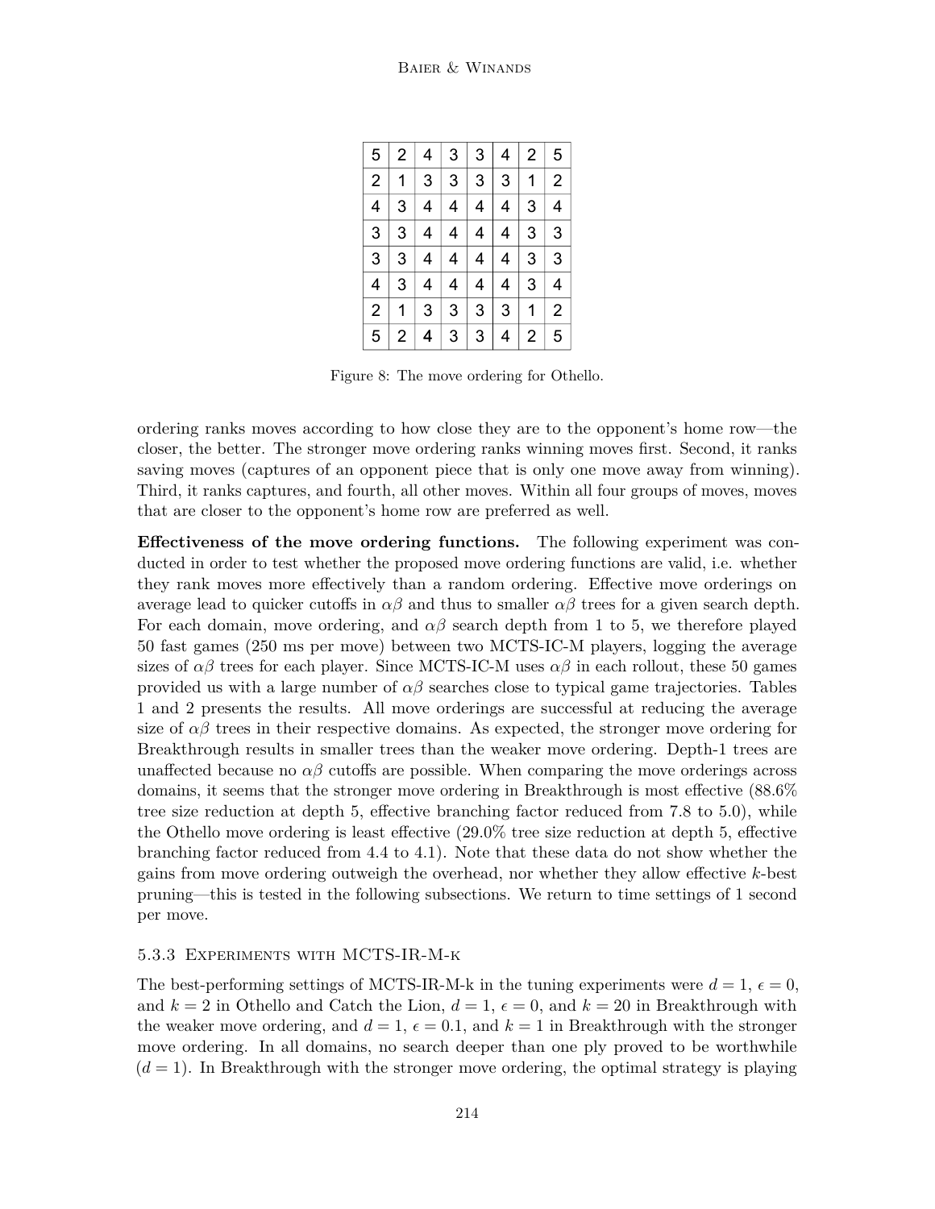| 5 | 2 | 4 | 3 | 3 | 4 | 2 | 5 |
|---|---|---|---|---|---|---|---|
| 2 | 1 | 3 | 3 | 3 | 3 | 1 | 2 |
| 4 | 3 | 4 | 4 | 4 | 4 | 3 | 4 |
| 3 | 3 | 4 | 4 | 4 | 4 | 3 | 3 |
| 3 | 3 | 4 | 4 | 4 | 4 | 3 | 3 |
| 4 | 3 | 4 | 4 | 4 | 4 | 3 | 4 |
| 2 | 1 | 3 | 3 | 3 | 3 | 1 | 2 |
| 5 | 2 | 4 | 3 | 3 | 4 | 2 | 5 |

Figure 8: The move ordering for Othello.

ordering ranks moves according to how close they are to the opponent's home row—the closer, the better. The stronger move ordering ranks winning moves first. Second, it ranks saving moves (captures of an opponent piece that is only one move away from winning). Third, it ranks captures, and fourth, all other moves. Within all four groups of moves, moves that are closer to the opponent's home row are preferred as well.

**Effectiveness of the move ordering functions.** The following experiment was conducted in order to test whether the proposed move ordering functions are valid, i.e. whether they rank moves more effectively than a random ordering. Effective move orderings on average lead to quicker cutoffs in $\alpha\beta$ and thus to smaller $\alpha\beta$ trees for a given search depth. For each domain, move ordering, and $\alpha\beta$ search depth from 1 to 5, we therefore played 50 fast games (250 ms per move) between two MCTS-IC-M players, logging the average sizes of $\alpha\beta$ trees for each player. Since MCTS-IC-M uses $\alpha\beta$ in each rollout, these 50 games provided us with a large number of $\alpha\beta$ searches close to typical game trajectories. Tables 1 and 2 presents the results. All move orderings are successful at reducing the average size of $\alpha\beta$ trees in their respective domains. As expected, the stronger move ordering for Breakthrough results in smaller trees than the weaker move ordering. Depth-1 trees are unaffected because no $\alpha\beta$ cutoffs are possible. When comparing the move orderings across domains, it seems that the stronger move ordering in Breakthrough is most effective (88.6% tree size reduction at depth 5, effective branching factor reduced from 7.8 to 5.0), while the Othello move ordering is least effective (29.0% tree size reduction at depth 5, effective branching factor reduced from 4.4 to 4.1). Note that these data do not show whether the gains from move ordering outweigh the overhead, nor whether they allow effective $k$-best pruning—this is tested in the following subsections. We return to time settings of 1 second per move.

### 5.3.3 Experiments with MCTS-IR-M-k

The best-performing settings of MCTS-IR-M-k in the tuning experiments were $d = 1$, $\epsilon = 0$, and $k = 2$ in Othello and Catch the Lion, $d = 1$, $\epsilon = 0$, and $k = 20$ in Breakthrough with the weaker move ordering, and $d = 1$, $\epsilon = 0.1$, and $k = 1$ in Breakthrough with the stronger move ordering. In all domains, no search deeper than one ply proved to be worthwhile ($d = 1$). In Breakthrough with the stronger move ordering, the optimal strategy is playing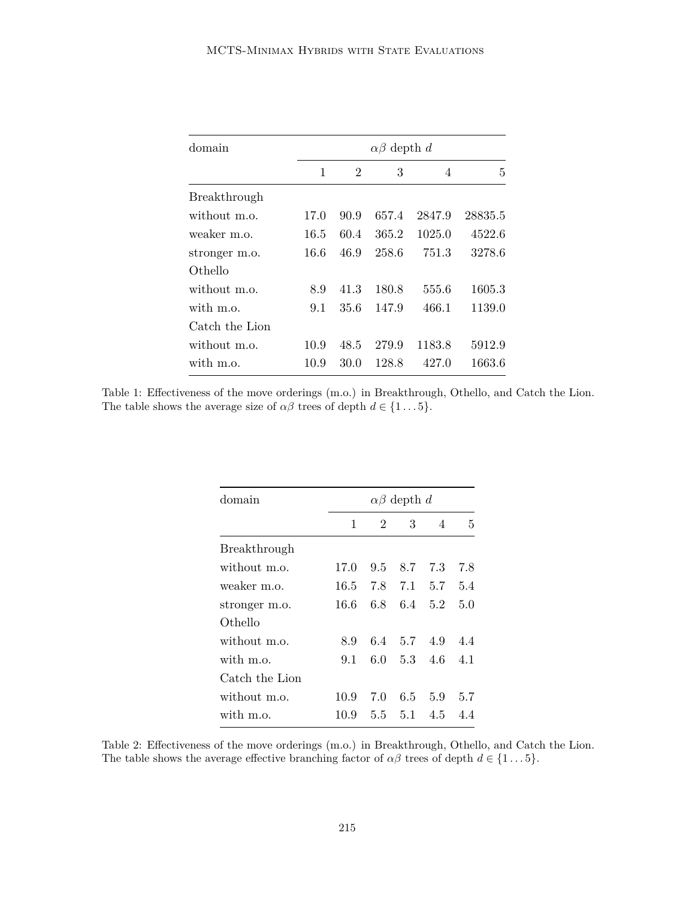| domain | $\alpha\beta$ depth $d$ | | | | |
|---|---|---|---|---|---|
| | 1 | 2 | 3 | 4 | 5 |
| Breakthrough | | | | | |
| without m.o. | 17.0 | 90.9 | 657.4 | 2847.9 | 28835.5 |
| weaker m.o. | 16.5 | 60.4 | 365.2 | 1025.0 | 4522.6 |
| stronger m.o. | 16.6 | 46.9 | 258.6 | 751.3 | 3278.6 |
| Othello | | | | | |
| without m.o. | 8.9 | 41.3 | 180.8 | 555.6 | 1605.3 |
| with m.o. | 9.1 | 35.6 | 147.9 | 466.1 | 1139.0 |
| Catch the Lion | | | | | |
| without m.o. | 10.9 | 48.5 | 279.9 | 1183.8 | 5912.9 |
| with m.o. | 10.9 | 30.0 | 128.8 | 427.0 | 1663.6 |

Table 1: Effectiveness of the move orderings (m.o.) in Breakthrough, Othello, and Catch the Lion. The table shows the average size of $\alpha\beta$ trees of depth $d \in \{1 \dots 5\}$.

| domain | $\alpha\beta$ depth $d$ | | | | |
|---|---|---|---|---|---|
| | 1 | 2 | 3 | 4 | 5 |
| Breakthrough | | | | | |
| without m.o. | 17.0 | 9.5 | 8.7 | 7.3 | 7.8 |
| weaker m.o. | 16.5 | 7.8 | 7.1 | 5.7 | 5.4 |
| stronger m.o. | 16.6 | 6.8 | 6.4 | 5.2 | 5.0 |
| Othello | | | | | |
| without m.o. | 8.9 | 6.4 | 5.7 | 4.9 | 4.4 |
| with m.o. | 9.1 | 6.0 | 5.3 | 4.6 | 4.1 |
| Catch the Lion | | | | | |
| without m.o. | 10.9 | 7.0 | 6.5 | 5.9 | 5.7 |
| with m.o. | 10.9 | 5.5 | 5.1 | 4.5 | 4.4 |

Table 2: Effectiveness of the move orderings (m.o.) in Breakthrough, Othello, and Catch the Lion. The table shows the average effective branching factor of $\alpha\beta$ trees of depth $d \in \{1 \dots 5\}$.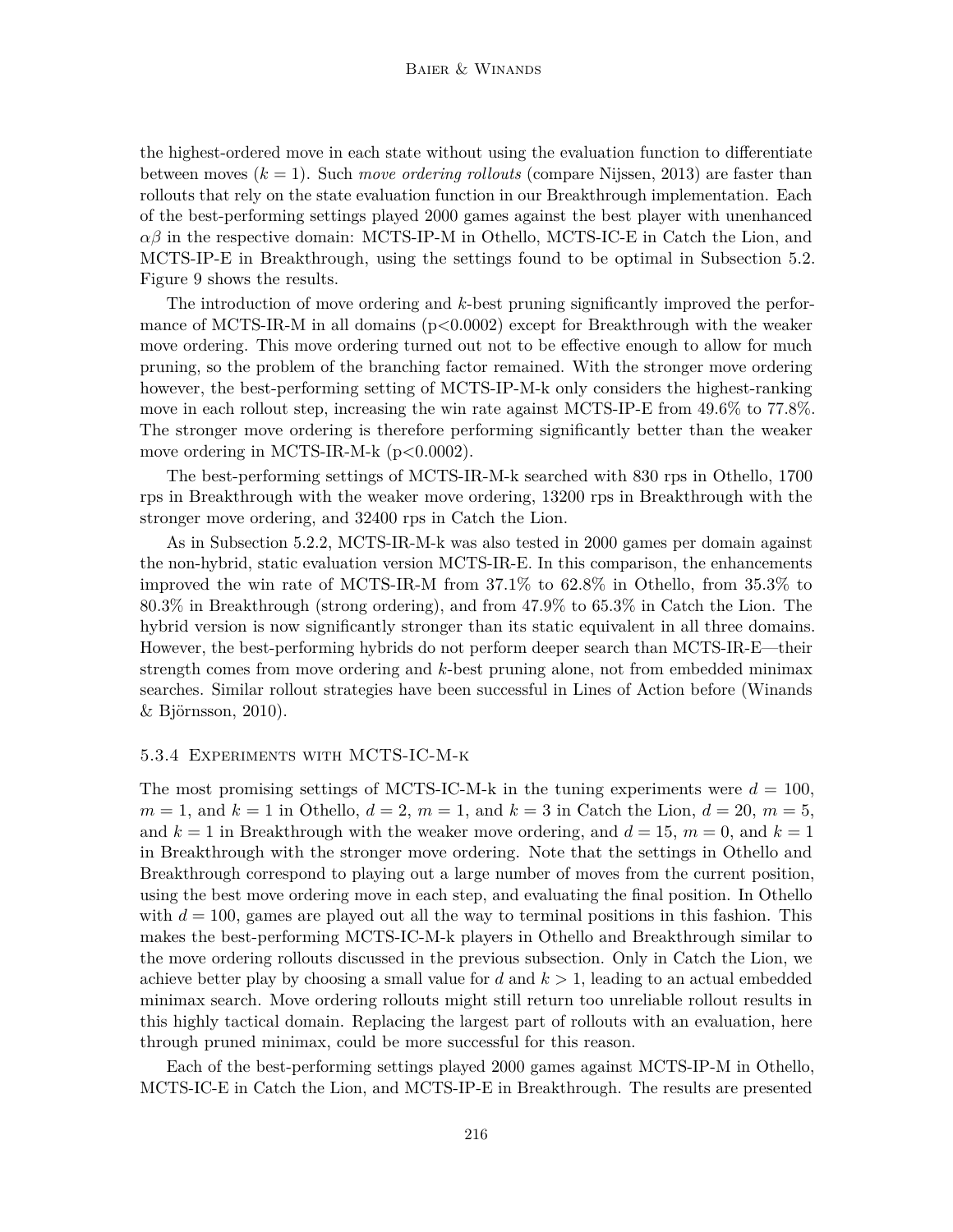the highest-ordered move in each state without using the evaluation function to differentiate between moves ($k = 1$). Such *move ordering rollouts* (compare Nijssen, 2013) are faster than rollouts that rely on the state evaluation function in our Breakthrough implementation. Each of the best-performing settings played 2000 games against the best player with unenhanced $\alpha\beta$ in the respective domain: MCTS-IP-M in Othello, MCTS-IC-E in Catch the Lion, and MCTS-IP-E in Breakthrough, using the settings found to be optimal in Subsection 5.2. Figure 9 shows the results.

The introduction of move ordering and $k$-best pruning significantly improved the performance of MCTS-IR-M in all domains ($p<0.0002$) except for Breakthrough with the weaker move ordering. This move ordering turned out not to be effective enough to allow for much pruning, so the problem of the branching factor remained. With the stronger move ordering however, the best-performing setting of MCTS-IP-M-k only considers the highest-ranking move in each rollout step, increasing the win rate against MCTS-IP-E from 49.6% to 77.8%. The stronger move ordering is therefore performing significantly better than the weaker move ordering in MCTS-IR-M-k ($p<0.0002$).

The best-performing settings of MCTS-IR-M-k searched with 830 rps in Othello, 1700 rps in Breakthrough with the weaker move ordering, 13200 rps in Breakthrough with the stronger move ordering, and 32400 rps in Catch the Lion.

As in Subsection 5.2.2, MCTS-IR-M-k was also tested in 2000 games per domain against the non-hybrid, static evaluation version MCTS-IR-E. In this comparison, the enhancements improved the win rate of MCTS-IR-M from 37.1% to 62.8% in Othello, from 35.3% to 80.3% in Breakthrough (strong ordering), and from 47.9% to 65.3% in Catch the Lion. The hybrid version is now significantly stronger than its static equivalent in all three domains. However, the best-performing hybrids do not perform deeper search than MCTS-IR-E—their strength comes from move ordering and $k$-best pruning alone, not from embedded minimax searches. Similar rollout strategies have been successful in Lines of Action before (Winands & Björnsson, 2010).

#### 5.3.4 Experiments with MCTS-IC-M-k

The most promising settings of MCTS-IC-M-k in the tuning experiments were $d = 100$, $m = 1$, and $k = 1$ in Othello, $d = 2$, $m = 1$, and $k = 3$ in Catch the Lion, $d = 20$, $m = 5$, and $k = 1$ in Breakthrough with the weaker move ordering, and $d = 15$, $m = 0$, and $k = 1$ in Breakthrough with the stronger move ordering. Note that the settings in Othello and Breakthrough correspond to playing out a large number of moves from the current position, using the best move ordering move in each step, and evaluating the final position. In Othello with $d = 100$, games are played out all the way to terminal positions in this fashion. This makes the best-performing MCTS-IC-M-k players in Othello and Breakthrough similar to the move ordering rollouts discussed in the previous subsection. Only in Catch the Lion, we achieve better play by choosing a small value for $d$ and $k > 1$, leading to an actual embedded minimax search. Move ordering rollouts might still return too unreliable rollout results in this highly tactical domain. Replacing the largest part of rollouts with an evaluation, here through pruned minimax, could be more successful for this reason.

Each of the best-performing settings played 2000 games against MCTS-IP-M in Othello, MCTS-IC-E in Catch the Lion, and MCTS-IP-E in Breakthrough. The results are presented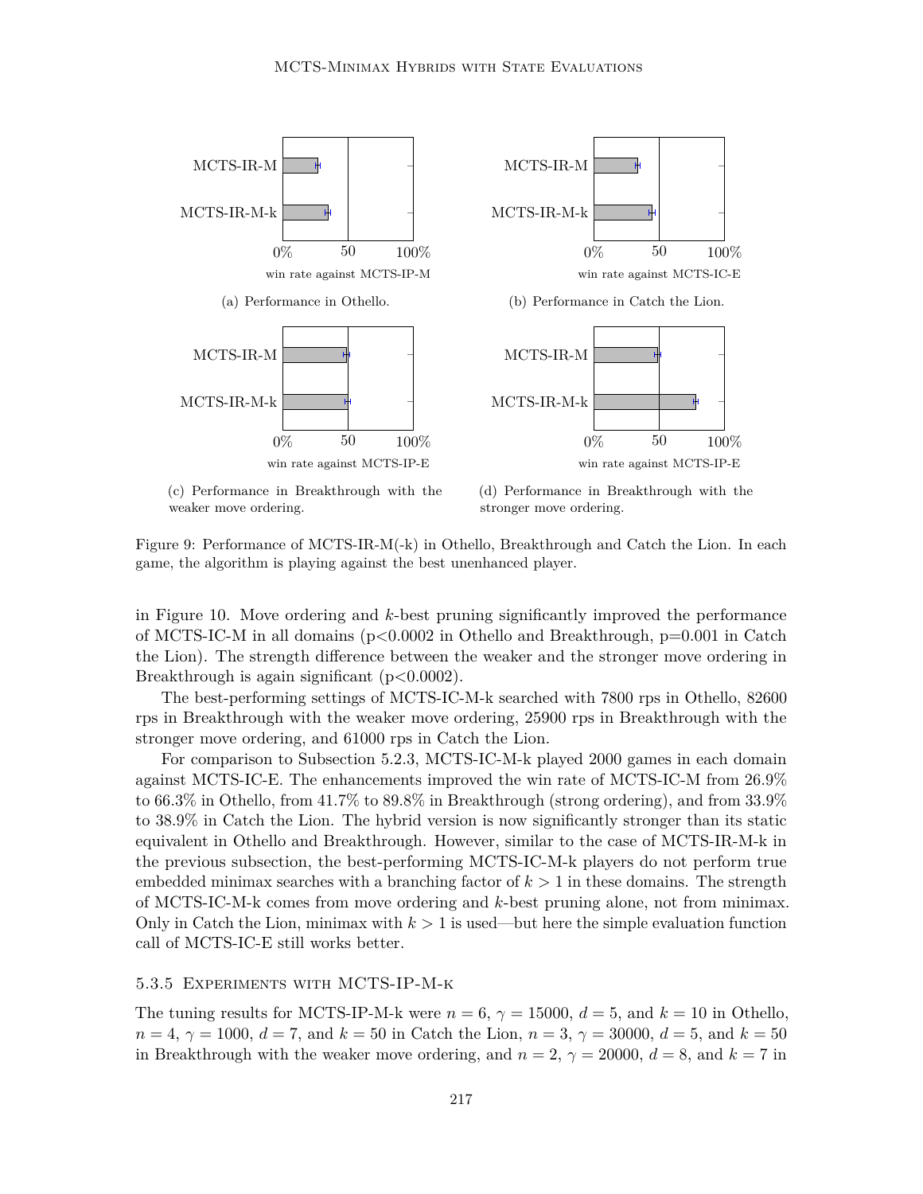(a) Performance in Othello.

(b) Performance in Catch the Lion.

(c) Performance in Breakthrough with the weaker move ordering.

(d) Performance in Breakthrough with the stronger move ordering.

Figure 9: Performance of MCTS-IR-M(-k) in Othello, Breakthrough and Catch the Lion. In each game, the algorithm is playing against the best unenhanced player.

in Figure 10. Move ordering and $k$-best pruning significantly improved the performance of MCTS-IC-M in all domains (p<0.0002 in Othello and Breakthrough, p=0.001 in Catch the Lion). The strength difference between the weaker and the stronger move ordering in Breakthrough is again significant (p<0.0002).

The best-performing settings of MCTS-IC-M-k searched with 7800 rps in Othello, 82600 rps in Breakthrough with the weaker move ordering, 25900 rps in Breakthrough with the stronger move ordering, and 61000 rps in Catch the Lion.

For comparison to Subsection 5.2.3, MCTS-IC-M-k played 2000 games in each domain against MCTS-IC-E. The enhancements improved the win rate of MCTS-IC-M from 26.9% to 66.3% in Othello, from 41.7% to 89.8% in Breakthrough (strong ordering), and from 33.9% to 38.9% in Catch the Lion. The hybrid version is now significantly stronger than its static equivalent in Othello and Breakthrough. However, similar to the case of MCTS-IR-M-k in the previous subsection, the best-performing MCTS-IC-M-k players do not perform true embedded minimax searches with a branching factor of $k > 1$ in these domains. The strength of MCTS-IC-M-k comes from move ordering and $k$-best pruning alone, not from minimax. Only in Catch the Lion, minimax with $k > 1$ is used—but here the simple evaluation function call of MCTS-IC-E still works better.

### 5.3.5 Experiments with MCTS-IP-M-k

The tuning results for MCTS-IP-M-k were $n = 6$, $\gamma = 15000$, $d = 5$, and $k = 10$ in Othello, $n = 4$, $\gamma = 1000$, $d = 7$, and $k = 50$ in Catch the Lion, $n = 3$, $\gamma = 30000$, $d = 5$, and $k = 50$ in Breakthrough with the weaker move ordering, and $n = 2$, $\gamma = 20000$, $d = 8$, and $k = 7$ in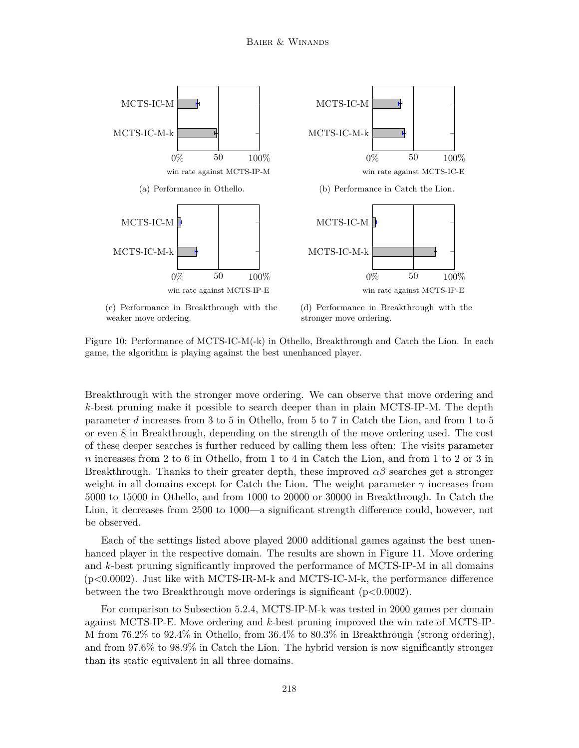(a) Performance in Othello.

(b) Performance in Catch the Lion.

(c) Performance in Breakthrough with the weaker move ordering.

(d) Performance in Breakthrough with the stronger move ordering.

Figure 10: Performance of MCTS-IC-M(-k) in Othello, Breakthrough and Catch the Lion. In each game, the algorithm is playing against the best unenhanced player.

Breakthrough with the stronger move ordering. We can observe that move ordering and $k$-best pruning make it possible to search deeper than in plain MCTS-IP-M. The depth parameter $d$ increases from 3 to 5 in Othello, from 5 to 7 in Catch the Lion, and from 1 to 5 or even 8 in Breakthrough, depending on the strength of the move ordering used. The cost of these deeper searches is further reduced by calling them less often: The visits parameter $n$ increases from 2 to 6 in Othello, from 1 to 4 in Catch the Lion, and from 1 to 2 or 3 in Breakthrough. Thanks to their greater depth, these improved $\alpha\beta$ searches get a stronger weight in all domains except for Catch the Lion. The weight parameter $\gamma$ increases from 5000 to 15000 in Othello, and from 1000 to 20000 or 30000 in Breakthrough. In Catch the Lion, it decreases from 2500 to 1000—a significant strength difference could, however, not be observed.

Each of the settings listed above played 2000 additional games against the best unenhanced player in the respective domain. The results are shown in Figure 11. Move ordering and $k$-best pruning significantly improved the performance of MCTS-IP-M in all domains ($p<0.0002$). Just like with MCTS-IR-M-k and MCTS-IC-M-k, the performance difference between the two Breakthrough move orderings is significant ($p<0.0002$).

For comparison to Subsection 5.2.4, MCTS-IP-M-k was tested in 2000 games per domain against MCTS-IP-E. Move ordering and $k$-best pruning improved the win rate of MCTS-IP-M from 76.2% to 92.4% in Othello, from 36.4% to 80.3% in Breakthrough (strong ordering), and from 97.6% to 98.9% in Catch the Lion. The hybrid version is now significantly stronger than its static equivalent in all three domains.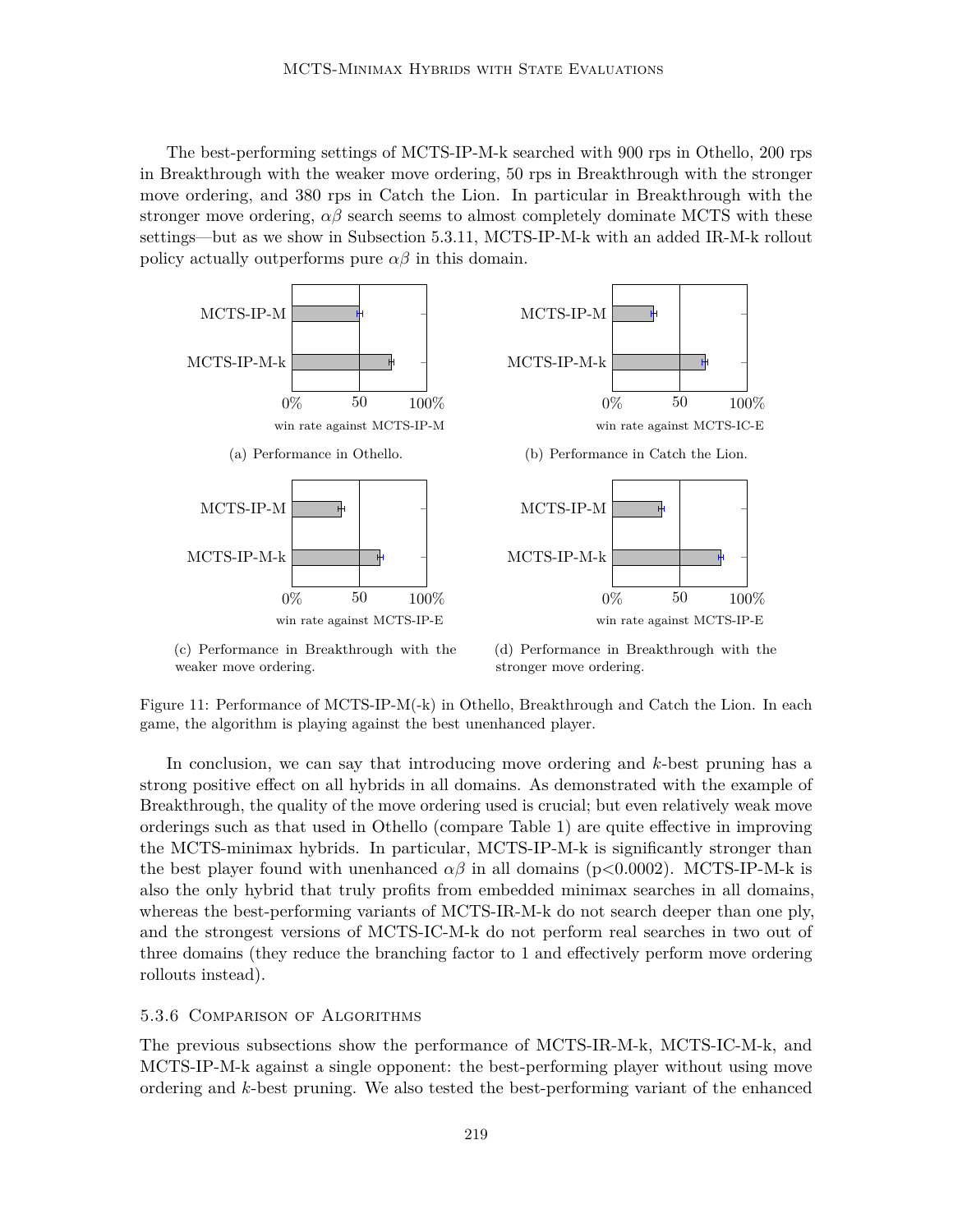The best-performing settings of MCTS-IP-M-k searched with 900 rps in Othello, 200 rps in Breakthrough with the weaker move ordering, 50 rps in Breakthrough with the stronger move ordering, and 380 rps in Catch the Lion. In particular in Breakthrough with the stronger move ordering, $\alpha\beta$ search seems to almost completely dominate MCTS with these settings—but as we show in Subsection 5.3.11, MCTS-IP-M-k with an added IR-M-k rollout policy actually outperforms pure $\alpha\beta$ in this domain.

(a) Performance in Othello.

(b) Performance in Catch the Lion.

(c) Performance in Breakthrough with the weaker move ordering.

(d) Performance in Breakthrough with the stronger move ordering.

Figure 11: Performance of MCTS-IP-M(-k) in Othello, Breakthrough and Catch the Lion. In each game, the algorithm is playing against the best unenhanced player.

In conclusion, we can say that introducing move ordering and $k$-best pruning has a strong positive effect on all hybrids in all domains. As demonstrated with the example of Breakthrough, the quality of the move ordering used is crucial; but even relatively weak move orderings such as that used in Othello (compare Table 1) are quite effective in improving the MCTS-minimax hybrids. In particular, MCTS-IP-M-k is significantly stronger than the best player found with unenhanced $\alpha\beta$ in all domains ($p<0.0002$). MCTS-IP-M-k is also the only hybrid that truly profits from embedded minimax searches in all domains, whereas the best-performing variants of MCTS-IR-M-k do not search deeper than one ply, and the strongest versions of MCTS-IC-M-k do not perform real searches in two out of three domains (they reduce the branching factor to 1 and effectively perform move ordering rollouts instead).

### 5.3.6 Comparison of Algorithms

The previous subsections show the performance of MCTS-IR-M-k, MCTS-IC-M-k, and MCTS-IP-M-k against a single opponent: the best-performing player without using move ordering and $k$-best pruning. We also tested the best-performing variant of the enhanced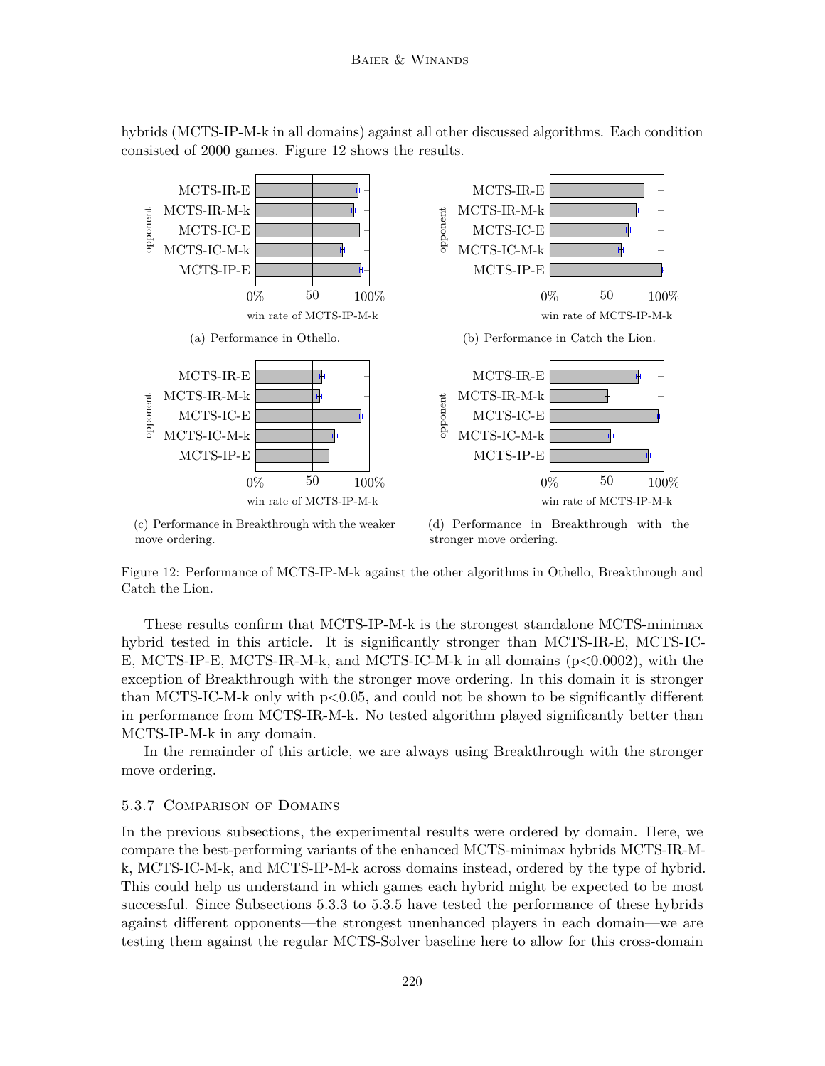hybrids (MCTS-IP-M-k in all domains) against all other discussed algorithms. Each condition consisted of 2000 games. Figure 12 shows the results.

(a) Performance in Othello.

(b) Performance in Catch the Lion.

(c) Performance in Breakthrough with the weaker move ordering.

(d) Performance in Breakthrough with the stronger move ordering.

Figure 12: Performance of MCTS-IP-M-k against the other algorithms in Othello, Breakthrough and Catch the Lion.

These results confirm that MCTS-IP-M-k is the strongest standalone MCTS-minimax hybrid tested in this article. It is significantly stronger than MCTS-IR-E, MCTS-IC-E, MCTS-IP-E, MCTS-IR-M-k, and MCTS-IC-M-k in all domains ($p<0.0002$), with the exception of Breakthrough with the stronger move ordering. In this domain it is stronger than MCTS-IC-M-k only with $p<0.05$, and could not be shown to be significantly different in performance from MCTS-IR-M-k. No tested algorithm played significantly better than MCTS-IP-M-k in any domain.

In the remainder of this article, we are always using Breakthrough with the stronger move ordering.

### 5.3.7 Comparison of Domains

In the previous subsections, the experimental results were ordered by domain. Here, we compare the best-performing variants of the enhanced MCTS-minimax hybrids MCTS-IR-M-k, MCTS-IC-M-k, and MCTS-IP-M-k across domains instead, ordered by the type of hybrid. This could help us understand in which games each hybrid might be expected to be most successful. Since Subsections 5.3.3 to 5.3.5 have tested the performance of these hybrids against different opponents—the strongest unenhanced players in each domain—we are testing them against the regular MCTS-Solver baseline here to allow for this cross-domain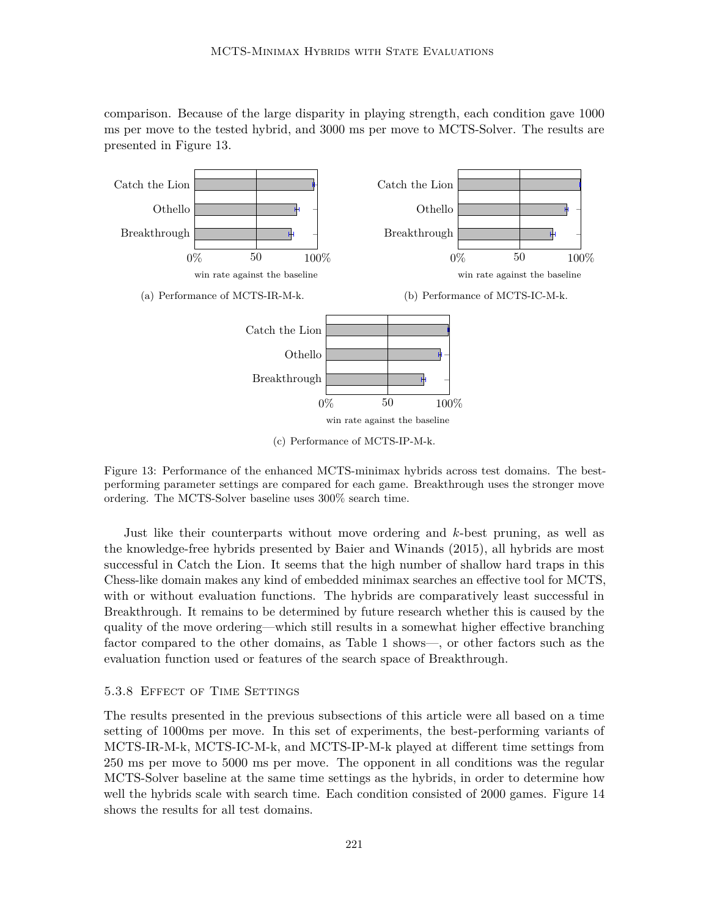comparison. Because of the large disparity in playing strength, each condition gave 1000 ms per move to the tested hybrid, and 3000 ms per move to MCTS-Solver. The results are presented in Figure 13.

(a) Performance of MCTS-IR-M-k.

(b) Performance of MCTS-IC-M-k.

(c) Performance of MCTS-IP-M-k.

Figure 13: Performance of the enhanced MCTS-minimax hybrids across test domains. The best-performing parameter settings are compared for each game. Breakthrough uses the stronger move ordering. The MCTS-Solver baseline uses 300% search time.

Just like their counterparts without move ordering and $k$-best pruning, as well as the knowledge-free hybrids presented by Baier and Winands (2015), all hybrids are most successful in Catch the Lion. It seems that the high number of shallow hard traps in this Chess-like domain makes any kind of embedded minimax searches an effective tool for MCTS, with or without evaluation functions. The hybrids are comparatively least successful in Breakthrough. It remains to be determined by future research whether this is caused by the quality of the move ordering—which still results in a somewhat higher effective branching factor compared to the other domains, as Table 1 shows—, or other factors such as the evaluation function used or features of the search space of Breakthrough.

### 5.3.8 Effect of Time Settings

The results presented in the previous subsections of this article were all based on a time setting of 1000ms per move. In this set of experiments, the best-performing variants of MCTS-IR-M-k, MCTS-IC-M-k, and MCTS-IP-M-k played at different time settings from 250 ms per move to 5000 ms per move. The opponent in all conditions was the regular MCTS-Solver baseline at the same time settings as the hybrids, in order to determine how well the hybrids scale with search time. Each condition consisted of 2000 games. Figure 14 shows the results for all test domains.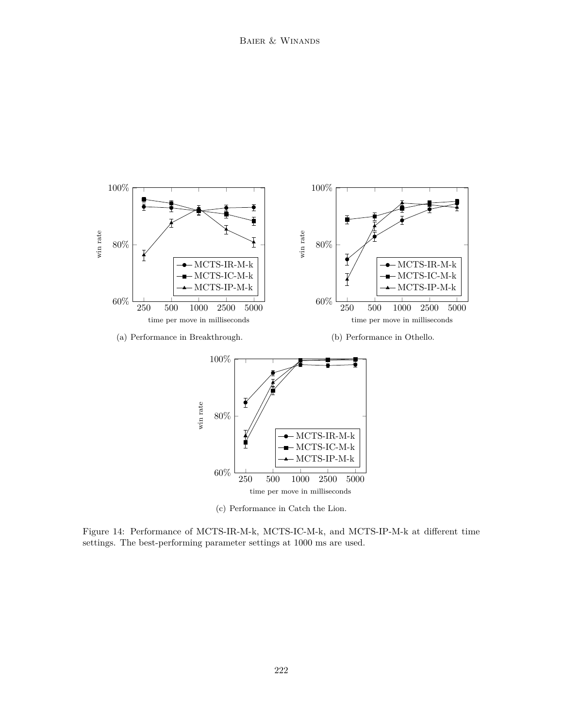(a) Performance in Breakthrough.

(b) Performance in Othello.

(c) Performance in Catch the Lion.

Figure 14: Performance of MCTS-IR-M-k, MCTS-IC-M-k, and MCTS-IP-M-k at different time settings. The best-performing parameter settings at 1000 ms are used.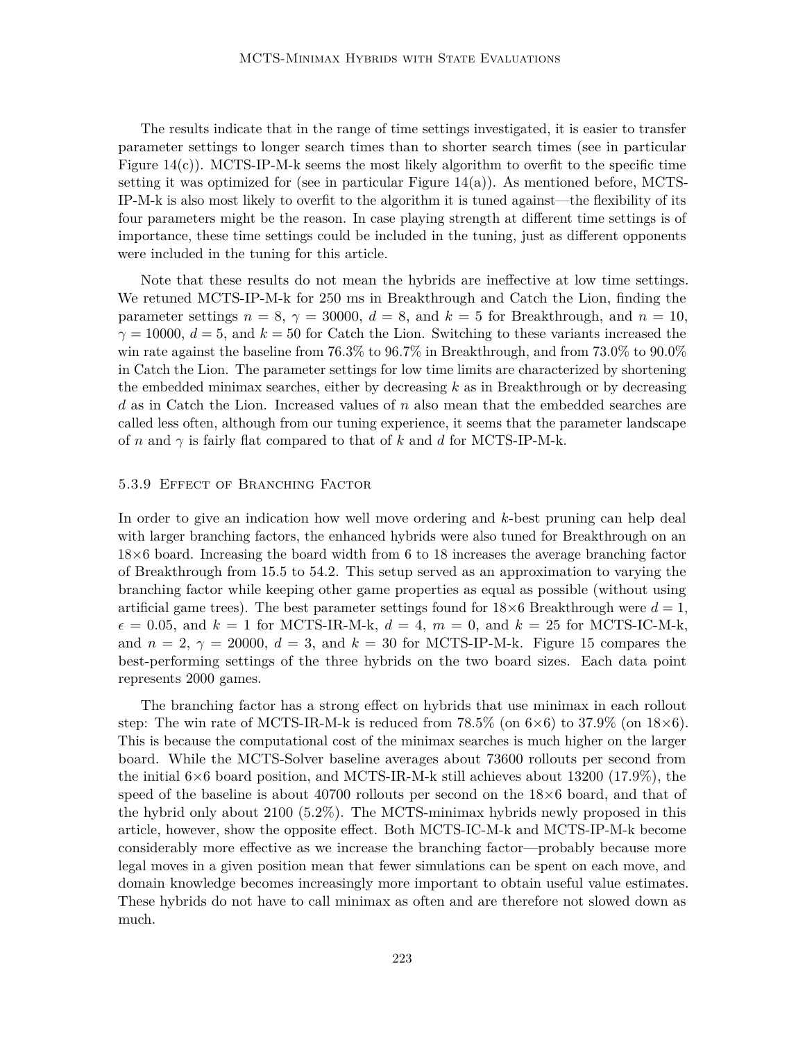The results indicate that in the range of time settings investigated, it is easier to transfer parameter settings to longer search times than to shorter search times (see in particular Figure 14(c)). MCTS-IP-M-k seems the most likely algorithm to overfit to the specific time setting it was optimized for (see in particular Figure 14(a)). As mentioned before, MCTS-IP-M-k is also most likely to overfit to the algorithm it is tuned against—the flexibility of its four parameters might be the reason. In case playing strength at different time settings is of importance, these time settings could be included in the tuning, just as different opponents were included in the tuning for this article.

Note that these results do not mean the hybrids are ineffective at low time settings. We retuned MCTS-IP-M-k for 250 ms in Breakthrough and Catch the Lion, finding the parameter settings $n = 8$, $\gamma = 30000$, $d = 8$, and $k = 5$ for Breakthrough, and $n = 10$, $\gamma = 10000$, $d = 5$, and $k = 50$ for Catch the Lion. Switching to these variants increased the win rate against the baseline from 76.3% to 96.7% in Breakthrough, and from 73.0% to 90.0% in Catch the Lion. The parameter settings for low time limits are characterized by shortening the embedded minimax searches, either by decreasing $k$ as in Breakthrough or by decreasing $d$ as in Catch the Lion. Increased values of $n$ also mean that the embedded searches are called less often, although from our tuning experience, it seems that the parameter landscape of $n$ and $\gamma$ is fairly flat compared to that of $k$ and $d$ for MCTS-IP-M-k.

#### 5.3.9 Effect of Branching Factor

In order to give an indication how well move ordering and $k$-best pruning can help deal with larger branching factors, the enhanced hybrids were also tuned for Breakthrough on an 18×6 board. Increasing the board width from 6 to 18 increases the average branching factor of Breakthrough from 15.5 to 54.2. This setup served as an approximation to varying the branching factor while keeping other game properties as equal as possible (without using artificial game trees). The best parameter settings found for 18×6 Breakthrough were $d = 1$, $\epsilon = 0.05$, and $k = 1$ for MCTS-IR-M-k, $d = 4$, $m = 0$, and $k = 25$ for MCTS-IC-M-k, and $n = 2$, $\gamma = 20000$, $d = 3$, and $k = 30$ for MCTS-IP-M-k. Figure 15 compares the best-performing settings of the three hybrids on the two board sizes. Each data point represents 2000 games.

The branching factor has a strong effect on hybrids that use minimax in each rollout step: The win rate of MCTS-IR-M-k is reduced from 78.5% (on 6×6) to 37.9% (on 18×6). This is because the computational cost of the minimax searches is much higher on the larger board. While the MCTS-Solver baseline averages about 73600 rollouts per second from the initial 6×6 board position, and MCTS-IR-M-k still achieves about 13200 (17.9%), the speed of the baseline is about 40700 rollouts per second on the 18×6 board, and that of the hybrid only about 2100 (5.2%). The MCTS-minimax hybrids newly proposed in this article, however, show the opposite effect. Both MCTS-IC-M-k and MCTS-IP-M-k become considerably more effective as we increase the branching factor—probably because more legal moves in a given position mean that fewer simulations can be spent on each move, and domain knowledge becomes increasingly more important to obtain useful value estimates. These hybrids do not have to call minimax as often and are therefore not slowed down as much.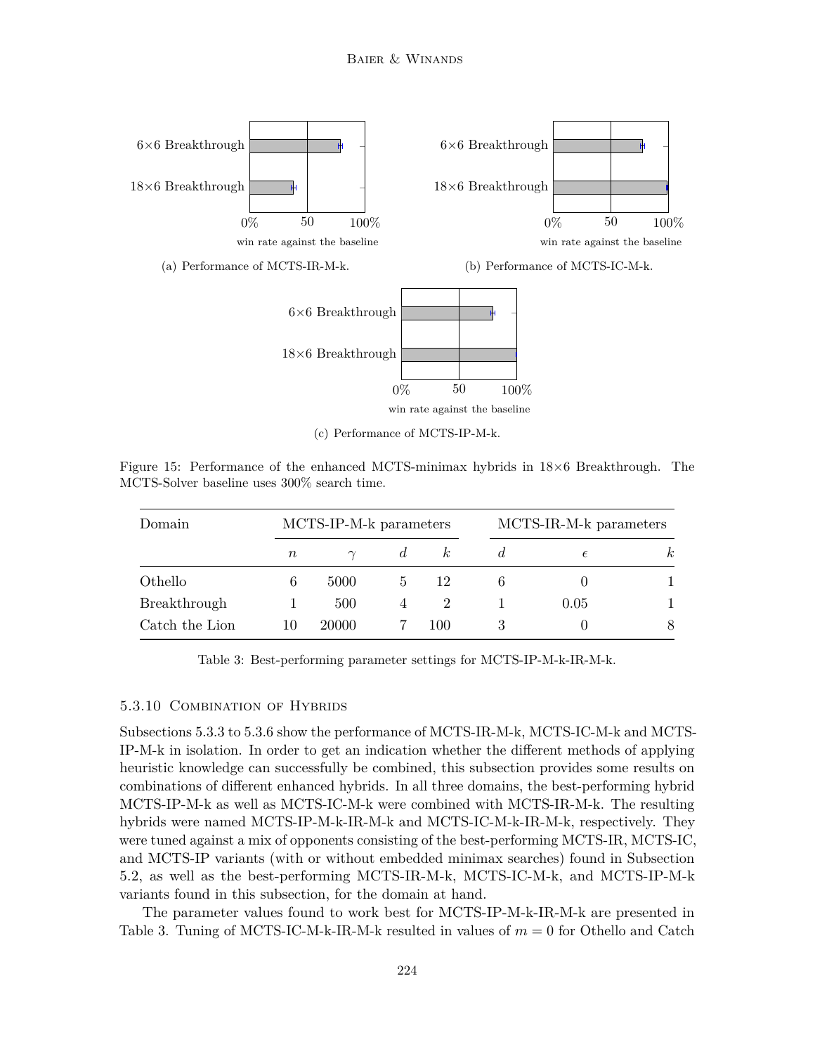(a) Performance of MCTS-IR-M-k.

(b) Performance of MCTS-IC-M-k.

(c) Performance of MCTS-IP-M-k.

Figure 15: Performance of the enhanced MCTS-minimax hybrids in 18×6 Breakthrough. The MCTS-Solver baseline uses 300% search time.

| Domain | MCTS-IP-M-k parameters | | | | MCTS-IR-M-k parameters | | |
|---|---|---|---|---|---|---|---|
| | $n$ | $\gamma$ | $d$ | $k$ | $d$ | $\epsilon$ | $k$ |
| Othello | 6 | 5000 | 5 | 12 | 6 | 0 | 1 |
| Breakthrough | 1 | 500 | 4 | 2 | 1 | 0.05 | 1 |
| Catch the Lion | 10 | 20000 | 7 | 100 | 3 | 0 | 8 |

Table 3: Best-performing parameter settings for MCTS-IP-M-k-IR-M-k.

#### 5.3.10 Combination of Hybrids

Subsections 5.3.3 to 5.3.6 show the performance of MCTS-IR-M-k, MCTS-IC-M-k and MCTS-IP-M-k in isolation. In order to get an indication whether the different methods of applying heuristic knowledge can successfully be combined, this subsection provides some results on combinations of different enhanced hybrids. In all three domains, the best-performing hybrid MCTS-IP-M-k as well as MCTS-IC-M-k were combined with MCTS-IR-M-k. The resulting hybrids were named MCTS-IP-M-k-IR-M-k and MCTS-IC-M-k-IR-M-k, respectively. They were tuned against a mix of opponents consisting of the best-performing MCTS-IR, MCTS-IC, and MCTS-IP variants (with or without embedded minimax searches) found in Subsection 5.2, as well as the best-performing MCTS-IR-M-k, MCTS-IC-M-k, and MCTS-IP-M-k variants found in this subsection, for the domain at hand.

The parameter values found to work best for MCTS-IP-M-k-IR-M-k are presented in Table 3. Tuning of MCTS-IC-M-k-IR-M-k resulted in values of $m = 0$ for Othello and Catch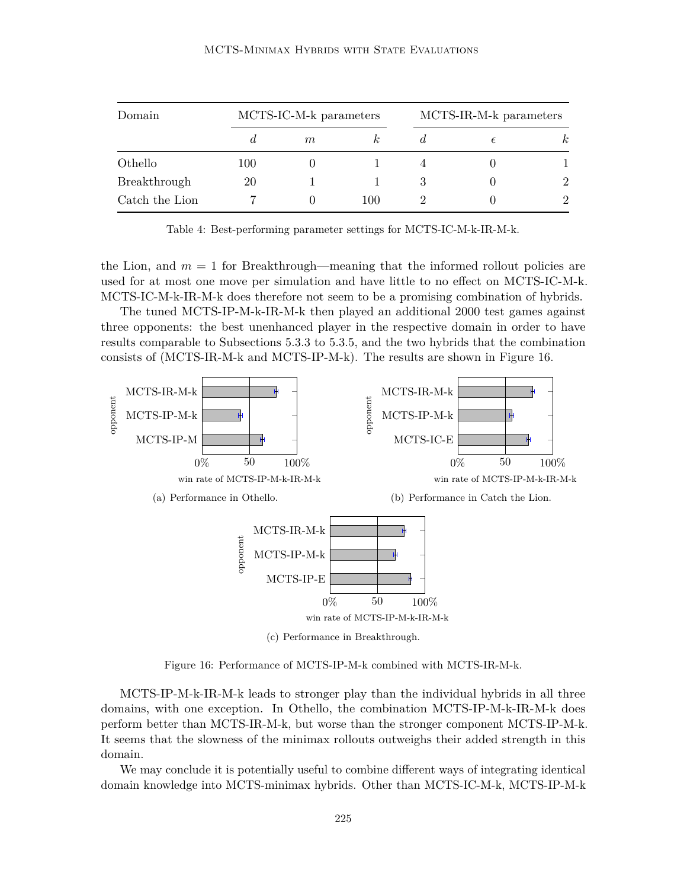| Domain | MCTS-IC-M-k parameters | | | MCTS-IR-M-k parameters | | |
|---|---|---|---|---|---|---|
| | $d$ | $m$ | $k$ | $d$ | $\epsilon$ | $k$ |
| Othello | 100 | 0 | 1 | 4 | 0 | 1 |
| Breakthrough | 20 | 1 | 1 | 3 | 0 | 2 |
| Catch the Lion | 7 | 0 | 100 | 2 | 0 | 2 |

Table 4: Best-performing parameter settings for MCTS-IC-M-k-IR-M-k.

the Lion, and $m = 1$ for Breakthrough—meaning that the informed rollout policies are used for at most one move per simulation and have little to no effect on MCTS-IC-M-k. MCTS-IC-M-k-IR-M-k does therefore not seem to be a promising combination of hybrids.

The tuned MCTS-IP-M-k-IR-M-k then played an additional 2000 test games against three opponents: the best unenhanced player in the respective domain in order to have results comparable to Subsections 5.3.3 to 5.3.5, and the two hybrids that the combination consists of (MCTS-IR-M-k and MCTS-IP-M-k). The results are shown in Figure 16.

(a) Performance in Othello.

(b) Performance in Catch the Lion.

(c) Performance in Breakthrough.

Figure 16: Performance of MCTS-IP-M-k combined with MCTS-IR-M-k.

MCTS-IP-M-k-IR-M-k leads to stronger play than the individual hybrids in all three domains, with one exception. In Othello, the combination MCTS-IP-M-k-IR-M-k does perform better than MCTS-IR-M-k, but worse than the stronger component MCTS-IP-M-k. It seems that the slowness of the minimax rollouts outweighs their added strength in this domain.

We may conclude it is potentially useful to combine different ways of integrating identical domain knowledge into MCTS-minimax hybrids. Other than MCTS-IC-M-k, MCTS-IP-M-k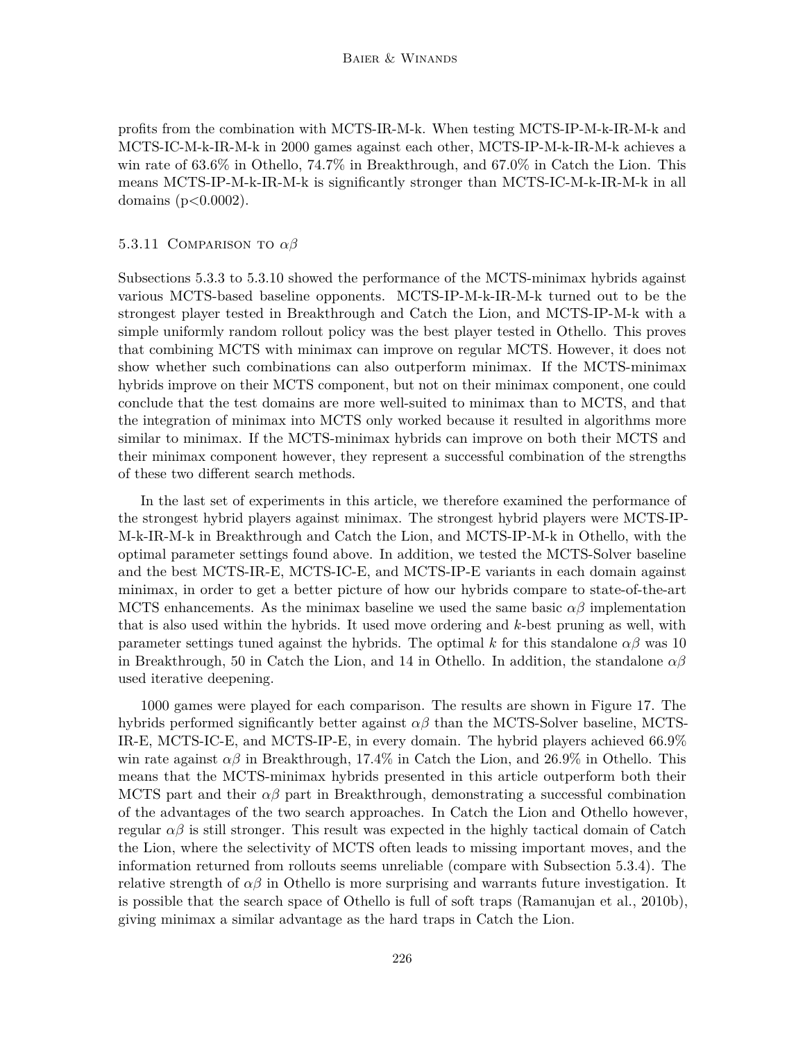profits from the combination with MCTS-IR-M-k. When testing MCTS-IP-M-k-IR-M-k and MCTS-IC-M-k-IR-M-k in 2000 games against each other, MCTS-IP-M-k-IR-M-k achieves a win rate of 63.6% in Othello, 74.7% in Breakthrough, and 67.0% in Catch the Lion. This means MCTS-IP-M-k-IR-M-k is significantly stronger than MCTS-IC-M-k-IR-M-k in all domains ($p<0.0002$).

#### 5.3.11 Comparison to $\alpha\beta$

Subsections 5.3.3 to 5.3.10 showed the performance of the MCTS-minimax hybrids against various MCTS-based baseline opponents. MCTS-IP-M-k-IR-M-k turned out to be the strongest player tested in Breakthrough and Catch the Lion, and MCTS-IP-M-k with a simple uniformly random rollout policy was the best player tested in Othello. This proves that combining MCTS with minimax can improve on regular MCTS. However, it does not show whether such combinations can also outperform minimax. If the MCTS-minimax hybrids improve on their MCTS component, but not on their minimax component, one could conclude that the test domains are more well-suited to minimax than to MCTS, and that the integration of minimax into MCTS only worked because it resulted in algorithms more similar to minimax. If the MCTS-minimax hybrids can improve on both their MCTS and their minimax component however, they represent a successful combination of the strengths of these two different search methods.

In the last set of experiments in this article, we therefore examined the performance of the strongest hybrid players against minimax. The strongest hybrid players were MCTS-IP-M-k-IR-M-k in Breakthrough and Catch the Lion, and MCTS-IP-M-k in Othello, with the optimal parameter settings found above. In addition, we tested the MCTS-Solver baseline and the best MCTS-IR-E, MCTS-IC-E, and MCTS-IP-E variants in each domain against minimax, in order to get a better picture of how our hybrids compare to state-of-the-art MCTS enhancements. As the minimax baseline we used the same basic $\alpha\beta$ implementation that is also used within the hybrids. It used move ordering and $k$-best pruning as well, with parameter settings tuned against the hybrids. The optimal $k$ for this standalone $\alpha\beta$ was 10 in Breakthrough, 50 in Catch the Lion, and 14 in Othello. In addition, the standalone $\alpha\beta$ used iterative deepening.

1000 games were played for each comparison. The results are shown in Figure 17. The hybrids performed significantly better against $\alpha\beta$ than the MCTS-Solver baseline, MCTS-IR-E, MCTS-IC-E, and MCTS-IP-E, in every domain. The hybrid players achieved 66.9% win rate against $\alpha\beta$ in Breakthrough, 17.4% in Catch the Lion, and 26.9% in Othello. This means that the MCTS-minimax hybrids presented in this article outperform both their MCTS part and their $\alpha\beta$ part in Breakthrough, demonstrating a successful combination of the advantages of the two search approaches. In Catch the Lion and Othello however, regular $\alpha\beta$ is still stronger. This result was expected in the highly tactical domain of Catch the Lion, where the selectivity of MCTS often leads to missing important moves, and the information returned from rollouts seems unreliable (compare with Subsection 5.3.4). The relative strength of $\alpha\beta$ in Othello is more surprising and warrants future investigation. It is possible that the search space of Othello is full of soft traps (Ramanujan et al., 2010b), giving minimax a similar advantage as the hard traps in Catch the Lion.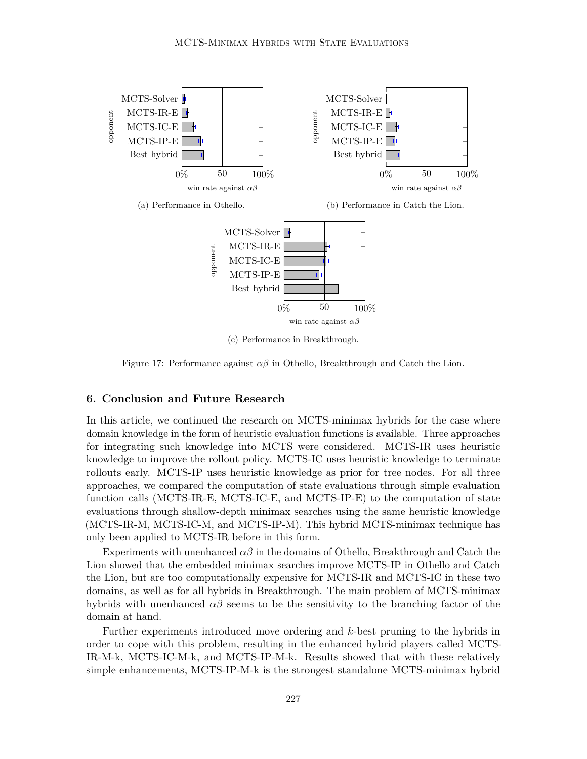(a) Performance in Othello.

(b) Performance in Catch the Lion.

(c) Performance in Breakthrough.

Figure 17: Performance against $\alpha\beta$ in Othello, Breakthrough and Catch the Lion.

## 6. Conclusion and Future Research

In this article, we continued the research on MCTS-minimax hybrids for the case where domain knowledge in the form of heuristic evaluation functions is available. Three approaches for integrating such knowledge into MCTS were considered. MCTS-IR uses heuristic knowledge to improve the rollout policy. MCTS-IC uses heuristic knowledge to terminate rollouts early. MCTS-IP uses heuristic knowledge as prior for tree nodes. For all three approaches, we compared the computation of state evaluations through simple evaluation function calls (MCTS-IR-E, MCTS-IC-E, and MCTS-IP-E) to the computation of state evaluations through shallow-depth minimax searches using the same heuristic knowledge (MCTS-IR-M, MCTS-IC-M, and MCTS-IP-M). This hybrid MCTS-minimax technique has only been applied to MCTS-IR before in this form.

Experiments with unenhanced $\alpha\beta$ in the domains of Othello, Breakthrough and Catch the Lion showed that the embedded minimax searches improve MCTS-IP in Othello and Catch the Lion, but are too computationally expensive for MCTS-IR and MCTS-IC in these two domains, as well as for all hybrids in Breakthrough. The main problem of MCTS-minimax hybrids with unenhanced $\alpha\beta$ seems to be the sensitivity to the branching factor of the domain at hand.

Further experiments introduced move ordering and $k$-best pruning to the hybrids in order to cope with this problem, resulting in the enhanced hybrid players called MCTS-IR-M-k, MCTS-IC-M-k, and MCTS-IP-M-k. Results showed that with these relatively simple enhancements, MCTS-IP-M-k is the strongest standalone MCTS-minimax hybrid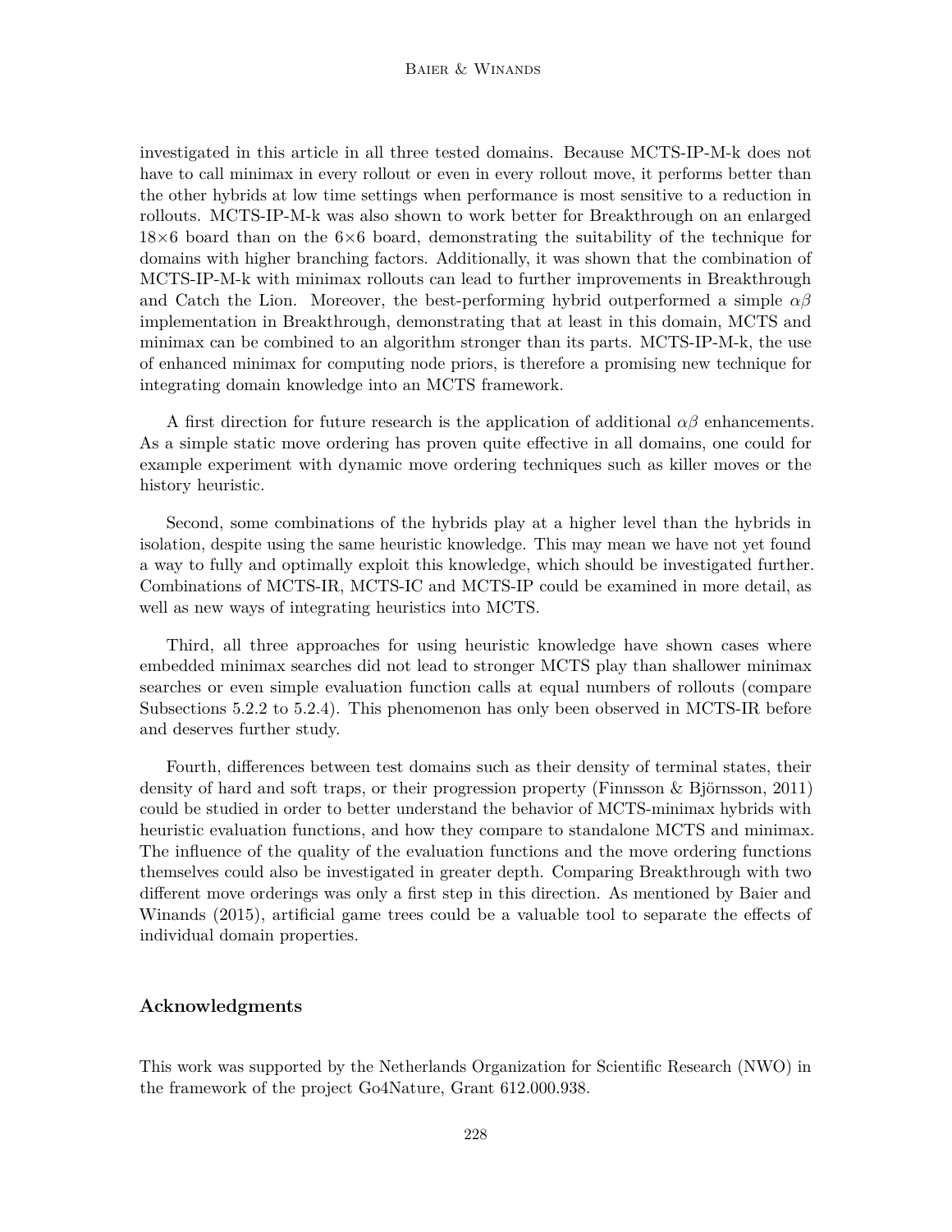investigated in this article in all three tested domains. Because MCTS-IP-M-k does not have to call minimax in every rollout or even in every rollout move, it performs better than the other hybrids at low time settings when performance is most sensitive to a reduction in rollouts. MCTS-IP-M-k was also shown to work better for Breakthrough on an enlarged 18×6 board than on the 6×6 board, demonstrating the suitability of the technique for domains with higher branching factors. Additionally, it was shown that the combination of MCTS-IP-M-k with minimax rollouts can lead to further improvements in Breakthrough and Catch the Lion. Moreover, the best-performing hybrid outperformed a simple $\alpha\beta$ implementation in Breakthrough, demonstrating that at least in this domain, MCTS and minimax can be combined to an algorithm stronger than its parts. MCTS-IP-M-k, the use of enhanced minimax for computing node priors, is therefore a promising new technique for integrating domain knowledge into an MCTS framework.

A first direction for future research is the application of additional $\alpha\beta$ enhancements. As a simple static move ordering has proven quite effective in all domains, one could for example experiment with dynamic move ordering techniques such as killer moves or the history heuristic.

Second, some combinations of the hybrids play at a higher level than the hybrids in isolation, despite using the same heuristic knowledge. This may mean we have not yet found a way to fully and optimally exploit this knowledge, which should be investigated further. Combinations of MCTS-IR, MCTS-IC and MCTS-IP could be examined in more detail, as well as new ways of integrating heuristics into MCTS.

Third, all three approaches for using heuristic knowledge have shown cases where embedded minimax searches did not lead to stronger MCTS play than shallower minimax searches or even simple evaluation function calls at equal numbers of rollouts (compare Subsections 5.2.2 to 5.2.4). This phenomenon has only been observed in MCTS-IR before and deserves further study.

Fourth, differences between test domains such as their density of terminal states, their density of hard and soft traps, or their progression property (Finnsson & Björnsson, 2011) could be studied in order to better understand the behavior of MCTS-minimax hybrids with heuristic evaluation functions, and how they compare to standalone MCTS and minimax. The influence of the quality of the evaluation functions and the move ordering functions themselves could also be investigated in greater depth. Comparing Breakthrough with two different move orderings was only a first step in this direction. As mentioned by Baier and Winands (2015), artificial game trees could be a valuable tool to separate the effects of individual domain properties.

## Acknowledgments

This work was supported by the Netherlands Organization for Scientific Research (NWO) in the framework of the project Go4Nature, Grant 612.000.938.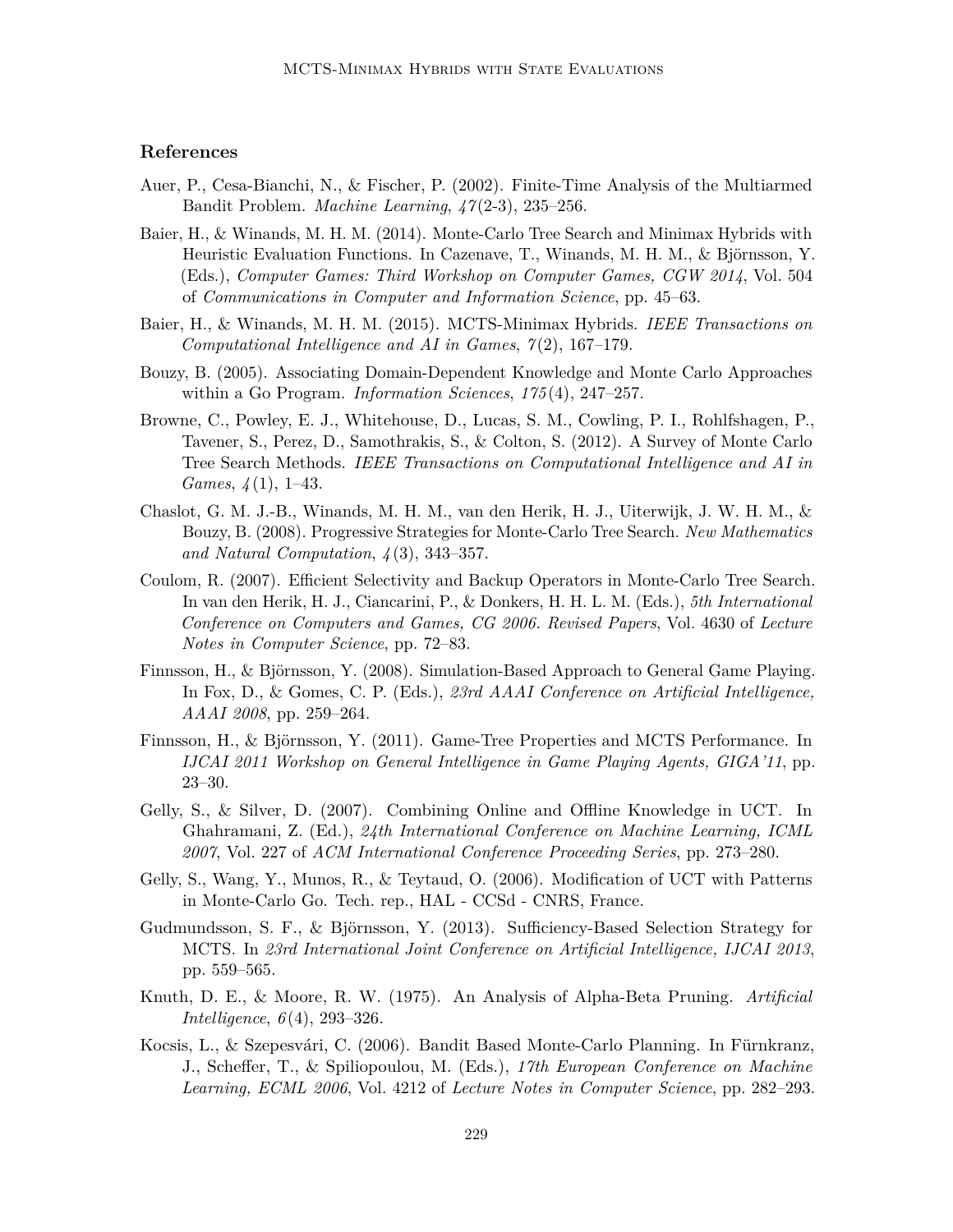## References

Auer, P., Cesa-Bianchi, N., & Fischer, P. (2002). Finite-Time Analysis of the Multiarmed Bandit Problem. *Machine Learning*, *47*(2-3), 235–256.

Baier, H., & Winands, M. H. M. (2014). Monte-Carlo Tree Search and Minimax Hybrids with Heuristic Evaluation Functions. In Cazenave, T., Winands, M. H. M., & Björnsson, Y. (Eds.), *Computer Games: Third Workshop on Computer Games, CGW 2014*, Vol. 504 of *Communications in Computer and Information Science*, pp. 45–63.

Baier, H., & Winands, M. H. M. (2015). MCTS-Minimax Hybrids. *IEEE Transactions on Computational Intelligence and AI in Games*, *7*(2), 167–179.

Bouzy, B. (2005). Associating Domain-Dependent Knowledge and Monte Carlo Approaches within a Go Program. *Information Sciences*, *175*(4), 247–257.

Browne, C., Powley, E. J., Whitehouse, D., Lucas, S. M., Cowling, P. I., Rohlfshagen, P., Tavener, S., Perez, D., Samothrakis, S., & Colton, S. (2012). A Survey of Monte Carlo Tree Search Methods. *IEEE Transactions on Computational Intelligence and AI in Games*, *4*(1), 1–43.

Chaslot, G. M. J.-B., Winands, M. H. M., van den Herik, H. J., Uiterwijk, J. W. H. M., & Bouzy, B. (2008). Progressive Strategies for Monte-Carlo Tree Search. *New Mathematics and Natural Computation*, *4*(3), 343–357.

Coulom, R. (2007). Efficient Selectivity and Backup Operators in Monte-Carlo Tree Search. In van den Herik, H. J., Ciancarini, P., & Donkers, H. H. L. M. (Eds.), *5th International Conference on Computers and Games, CG 2006. Revised Papers*, Vol. 4630 of *Lecture Notes in Computer Science*, pp. 72–83.

Finnsson, H., & Björnsson, Y. (2008). Simulation-Based Approach to General Game Playing. In Fox, D., & Gomes, C. P. (Eds.), *23rd AAAI Conference on Artificial Intelligence, AAAI 2008*, pp. 259–264.

Finnsson, H., & Björnsson, Y. (2011). Game-Tree Properties and MCTS Performance. In *IJCAI 2011 Workshop on General Intelligence in Game Playing Agents, GIGA'11*, pp. 23–30.

Gelly, S., & Silver, D. (2007). Combining Online and Offline Knowledge in UCT. In Ghahramani, Z. (Ed.), *24th International Conference on Machine Learning, ICML 2007*, Vol. 227 of *ACM International Conference Proceeding Series*, pp. 273–280.

Gelly, S., Wang, Y., Munos, R., & Teytaud, O. (2006). Modification of UCT with Patterns in Monte-Carlo Go. Tech. rep., HAL - CCSd - CNRS, France.

Gudmundsson, S. F., & Björnsson, Y. (2013). Sufficiency-Based Selection Strategy for MCTS. In *23rd International Joint Conference on Artificial Intelligence, IJCAI 2013*, pp. 559–565.

Knuth, D. E., & Moore, R. W. (1975). An Analysis of Alpha-Beta Pruning. *Artificial Intelligence*, *6*(4), 293–326.

Kocsis, L., & Szepesvári, C. (2006). Bandit Based Monte-Carlo Planning. In Fürnkranz, J., Scheffer, T., & Spiliopoulou, M. (Eds.), *17th European Conference on Machine Learning, ECML 2006*, Vol. 4212 of *Lecture Notes in Computer Science*, pp. 282–293.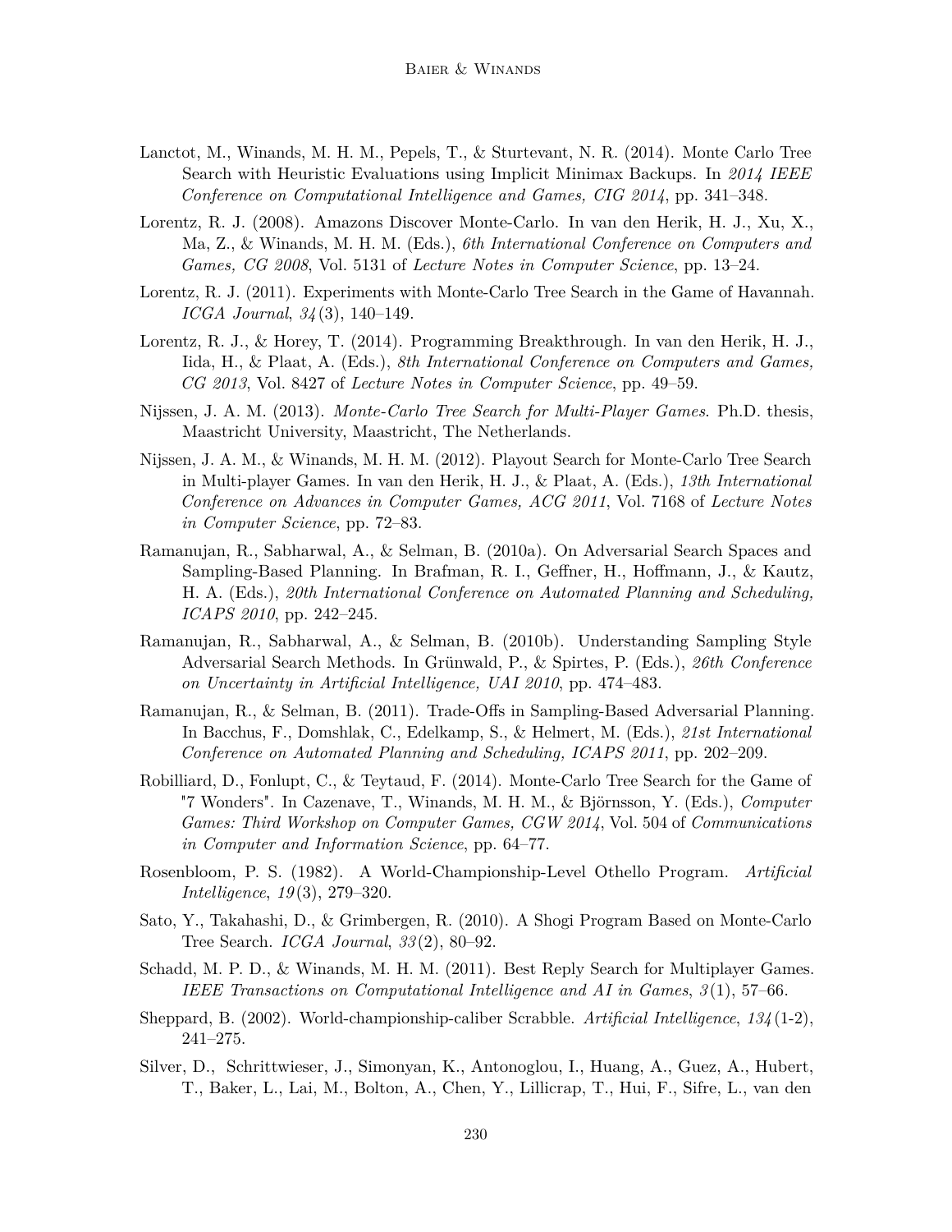Lanctot, M., Winands, M. H. M., Pepels, T., & Sturtevant, N. R. (2014). Monte Carlo Tree Search with Heuristic Evaluations using Implicit Minimax Backups. In *2014 IEEE Conference on Computational Intelligence and Games, CIG 2014*, pp. 341–348.

Lorentz, R. J. (2008). Amazons Discover Monte-Carlo. In van den Herik, H. J., Xu, X., Ma, Z., & Winands, M. H. M. (Eds.), *6th International Conference on Computers and Games, CG 2008*, Vol. 5131 of *Lecture Notes in Computer Science*, pp. 13–24.

Lorentz, R. J. (2011). Experiments with Monte-Carlo Tree Search in the Game of Havannah. *ICGA Journal*, *34*(3), 140–149.

Lorentz, R. J., & Horey, T. (2014). Programming Breakthrough. In van den Herik, H. J., Iida, H., & Plaat, A. (Eds.), *8th International Conference on Computers and Games, CG 2013*, Vol. 8427 of *Lecture Notes in Computer Science*, pp. 49–59.

Nijssen, J. A. M. (2013). *Monte-Carlo Tree Search for Multi-Player Games*. Ph.D. thesis, Maastricht University, Maastricht, The Netherlands.

Nijssen, J. A. M., & Winands, M. H. M. (2012). Playout Search for Monte-Carlo Tree Search in Multi-player Games. In van den Herik, H. J., & Plaat, A. (Eds.), *13th International Conference on Advances in Computer Games, ACG 2011*, Vol. 7168 of *Lecture Notes in Computer Science*, pp. 72–83.

Ramanujan, R., Sabharwal, A., & Selman, B. (2010a). On Adversarial Search Spaces and Sampling-Based Planning. In Brafman, R. I., Geffner, H., Hoffmann, J., & Kautz, H. A. (Eds.), *20th International Conference on Automated Planning and Scheduling, ICAPS 2010*, pp. 242–245.

Ramanujan, R., Sabharwal, A., & Selman, B. (2010b). Understanding Sampling Style Adversarial Search Methods. In Grünwald, P., & Spirtes, P. (Eds.), *26th Conference on Uncertainty in Artificial Intelligence, UAI 2010*, pp. 474–483.

Ramanujan, R., & Selman, B. (2011). Trade-Offs in Sampling-Based Adversarial Planning. In Bacchus, F., Domshlak, C., Edelkamp, S., & Helmert, M. (Eds.), *21st International Conference on Automated Planning and Scheduling, ICAPS 2011*, pp. 202–209.

Robilliard, D., Fonlupt, C., & Teytaud, F. (2014). Monte-Carlo Tree Search for the Game of "7 Wonders". In Cazenave, T., Winands, M. H. M., & Björnsson, Y. (Eds.), *Computer Games: Third Workshop on Computer Games, CGW 2014*, Vol. 504 of *Communications in Computer and Information Science*, pp. 64–77.

Rosenbloom, P. S. (1982). A World-Championship-Level Othello Program. *Artificial Intelligence*, *19*(3), 279–320.

Sato, Y., Takahashi, D., & Grimbergen, R. (2010). A Shogi Program Based on Monte-Carlo Tree Search. *ICGA Journal*, *33*(2), 80–92.

Schadd, M. P. D., & Winands, M. H. M. (2011). Best Reply Search for Multiplayer Games. *IEEE Transactions on Computational Intelligence and AI in Games*, *3*(1), 57–66.

Sheppard, B. (2002). World-championship-caliber Scrabble. *Artificial Intelligence*, *134*(1-2), 241–275.

Silver, D., Schrittwieser, J., Simonyan, K., Antonoglou, I., Huang, A., Guez, A., Hubert, T., Baker, L., Lai, M., Bolton, A., Chen, Y., Lillicrap, T., Hui, F., Sifre, L., van den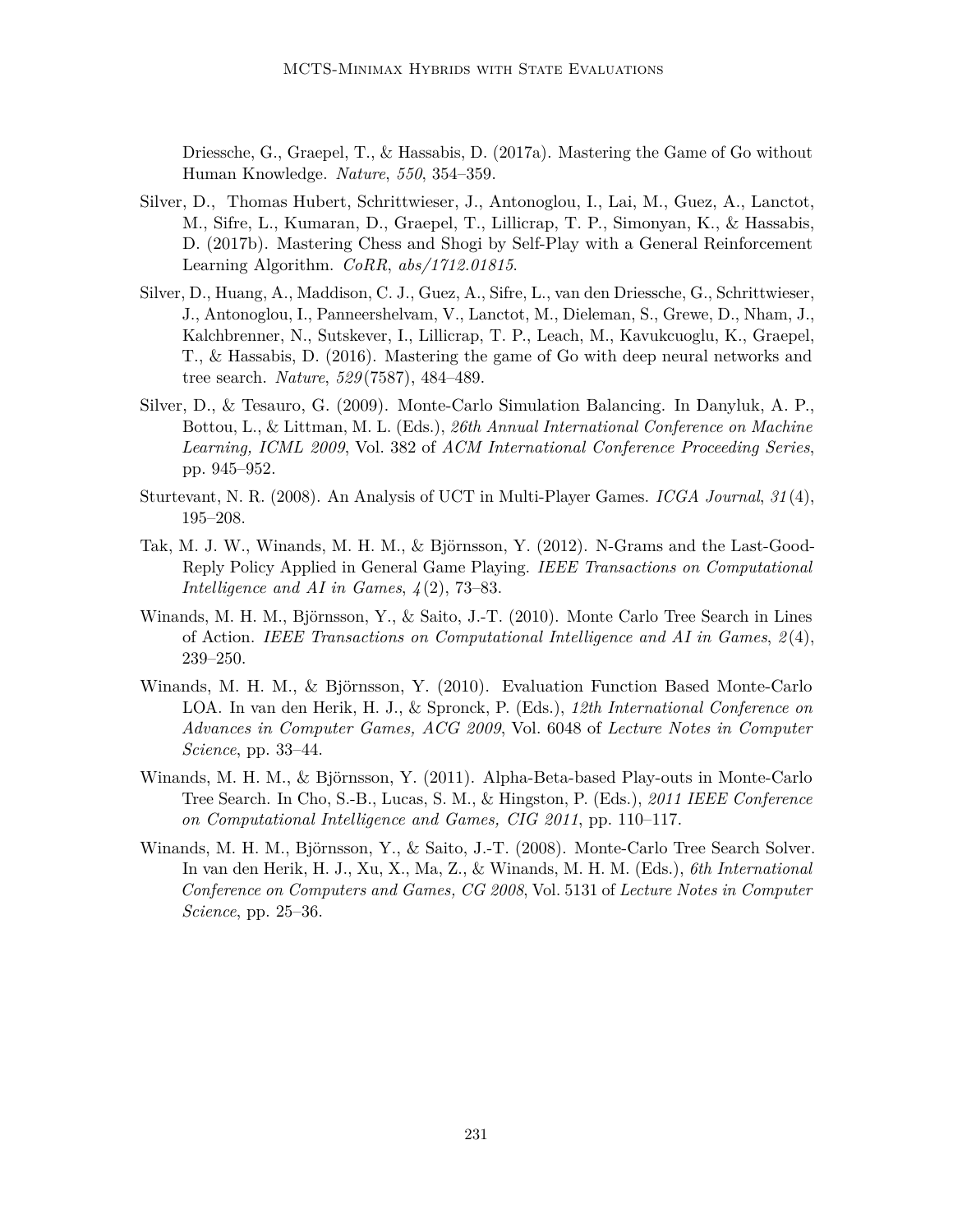Driessche, G., Graepel, T., & Hassabis, D. (2017a). Mastering the Game of Go without Human Knowledge. *Nature*, *550*, 354–359.

Silver, D., Thomas Hubert, Schrittwieser, J., Antonoglou, I., Lai, M., Guez, A., Lanctot, M., Sifre, L., Kumaran, D., Graepel, T., Lillicrap, T. P., Simonyan, K., & Hassabis, D. (2017b). Mastering Chess and Shogi by Self-Play with a General Reinforcement Learning Algorithm. *CoRR*, *abs/1712.01815*.

Silver, D., Huang, A., Maddison, C. J., Guez, A., Sifre, L., van den Driessche, G., Schrittwieser, J., Antonoglou, I., Panneershelvam, V., Lanctot, M., Dieleman, S., Grewe, D., Nham, J., Kalchbrenner, N., Sutskever, I., Lillicrap, T. P., Leach, M., Kavukcuoglu, K., Graepel, T., & Hassabis, D. (2016). Mastering the game of Go with deep neural networks and tree search. *Nature*, *529*(7587), 484–489.

Silver, D., & Tesauro, G. (2009). Monte-Carlo Simulation Balancing. In Danyluk, A. P., Bottou, L., & Littman, M. L. (Eds.), *26th Annual International Conference on Machine Learning, ICML 2009*, Vol. 382 of *ACM International Conference Proceeding Series*, pp. 945–952.

Sturtevant, N. R. (2008). An Analysis of UCT in Multi-Player Games. *ICGA Journal*, *31*(4), 195–208.

Tak, M. J. W., Winands, M. H. M., & Björnsson, Y. (2012). N-Grams and the Last-Good-Reply Policy Applied in General Game Playing. *IEEE Transactions on Computational Intelligence and AI in Games*, *4*(2), 73–83.

Winands, M. H. M., Björnsson, Y., & Saito, J.-T. (2010). Monte Carlo Tree Search in Lines of Action. *IEEE Transactions on Computational Intelligence and AI in Games*, *2*(4), 239–250.

Winands, M. H. M., & Björnsson, Y. (2010). Evaluation Function Based Monte-Carlo LOA. In van den Herik, H. J., & Spronck, P. (Eds.), *12th International Conference on Advances in Computer Games, ACG 2009*, Vol. 6048 of *Lecture Notes in Computer Science*, pp. 33–44.

Winands, M. H. M., & Björnsson, Y. (2011). Alpha-Beta-based Play-outs in Monte-Carlo Tree Search. In Cho, S.-B., Lucas, S. M., & Hingston, P. (Eds.), *2011 IEEE Conference on Computational Intelligence and Games, CIG 2011*, pp. 110–117.

Winands, M. H. M., Björnsson, Y., & Saito, J.-T. (2008). Monte-Carlo Tree Search Solver. In van den Herik, H. J., Xu, X., Ma, Z., & Winands, M. H. M. (Eds.), *6th International Conference on Computers and Games, CG 2008*, Vol. 5131 of *Lecture Notes in Computer Science*, pp. 25–36.